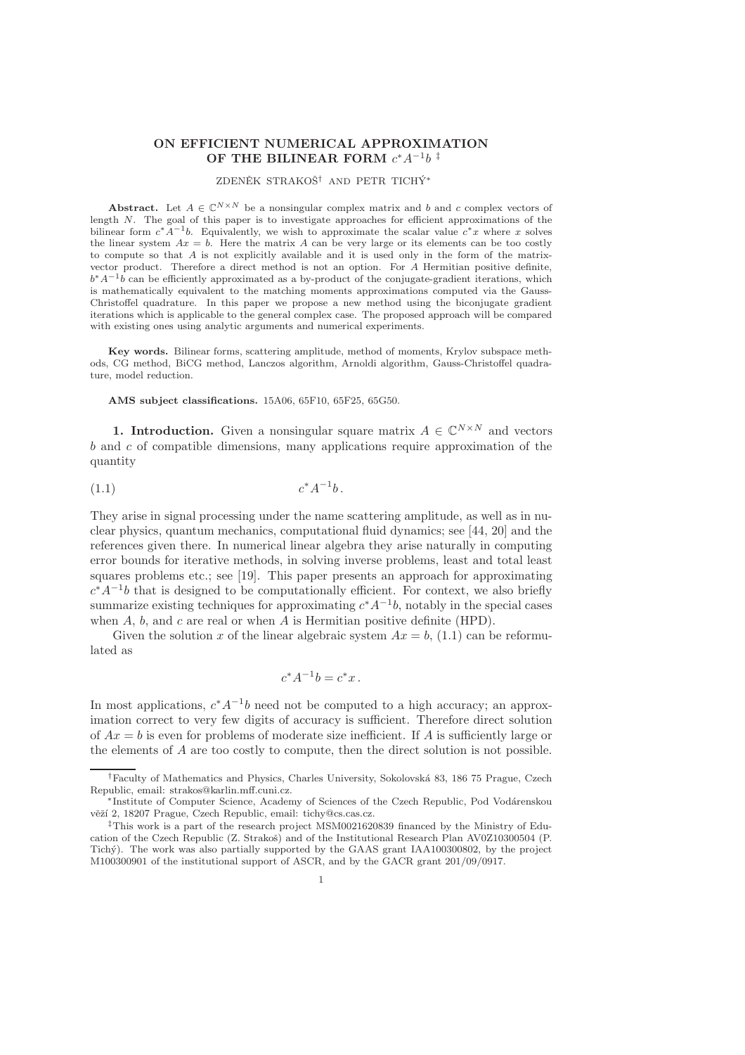# ON EFFICIENT NUMERICAL APPROXIMATION OF THE BILINEAR FORM $c^*A^{-1}b$ [‡]

ZDENĚK STRAKOŠ[†] AND PETR TICHÝ[*]

**Abstract.** Let $A \in \mathbb{C}^{N\times N}$ be a nonsingular complex matrix and $b$ and $c$ complex vectors of length $N$. The goal of this paper is to investigate approaches for efficient approximations of the bilinear form $c^*A^{-1}b$. Equivalently, we wish to approximate the scalar value $c^*x$ where $x$ solves the linear system $Ax = b$. Here the matrix $A$ can be very large or its elements can be too costly to compute so that $A$ is not explicitly available and it is used only in the form of the matrix-vector product. Therefore a direct method is not an option. For $A$ Hermitian positive definite, $b^*A^{-1}b$ can be efficiently approximated as a by-product of the conjugate-gradient iterations, which is mathematically equivalent to the matching moments approximations computed via the Gauss-Christoffel quadrature. In this paper we propose a new method using the biconjugate gradient iterations which is applicable to the general complex case. The proposed approach will be compared with existing ones using analytic arguments and numerical experiments.

**Key words.** Bilinear forms, scattering amplitude, method of moments, Krylov subspace methods, CG method, BiCG method, Lanczos algorithm, Arnoldi algorithm, Gauss-Christoffel quadrature, model reduction.

**AMS subject classifications.** 15A06, 65F10, 65F25, 65G50.

## 1. Introduction.

Given a nonsingular square matrix $A \in \mathbb{C}^{N\times N}$ and vectors $b$ and $c$ of compatible dimensions, many applications require approximation of the quantity

$$c^*A^{-1}b\,. \tag{1.1}$$

They arise in signal processing under the name scattering amplitude, as well as in nuclear physics, quantum mechanics, computational fluid dynamics; see [44, 20] and the references given there. In numerical linear algebra they arise naturally in computing error bounds for iterative methods, in solving inverse problems, least and total least squares problems etc.; see [19]. This paper presents an approach for approximating $c^*A^{-1}b$ that is designed to be computationally efficient. For context, we also briefly summarize existing techniques for approximating $c^*A^{-1}b$, notably in the special cases when $A$, $b$, and $c$ are real or when $A$ is Hermitian positive definite (HPD).

Given the solution $x$ of the linear algebraic system $Ax = b$, (1.1) can be reformulated as

$$c^*A^{-1}b = c^*x\,.$$

In most applications, $c^*A^{-1}b$ need not be computed to a high accuracy; an approximation correct to very few digits of accuracy is sufficient. Therefore direct solution of $Ax = b$ is even for problems of moderate size inefficient. If $A$ is sufficiently large or the elements of $A$ are too costly to compute, then the direct solution is not possible.

---

[†]Faculty of Mathematics and Physics, Charles University, Sokolovská 83, 186 75 Prague, Czech Republic, email: strakos@karlin.mff.cuni.cz.

[*]Institute of Computer Science, Academy of Sciences of the Czech Republic, Pod Vodárenskou věží 2, 18207 Prague, Czech Republic, email: tichy@cs.cas.cz.

[‡]This work is a part of the research project MSM0021620839 financed by the Ministry of Education of the Czech Republic (Z. Strakoš) and of the Institutional Research Plan AV0Z10300504 (P. Tichý). The work was also partially supported by the GAAS grant IAA100300802, by the project M100300901 of the institutional support of ASCR, and by the GACR grant 201/09/0917.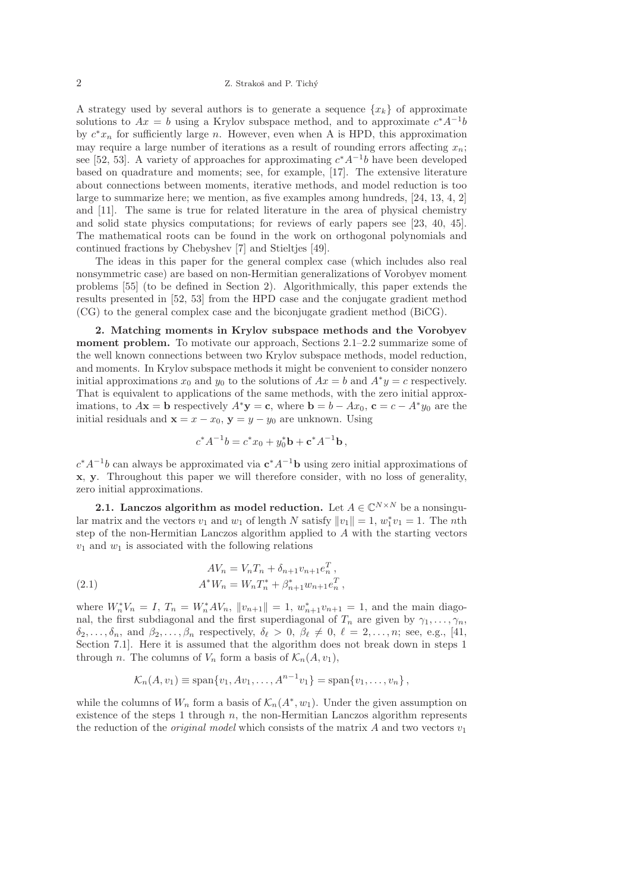A strategy used by several authors is to generate a sequence $\{x_k\}$ of approximate solutions to $Ax = b$ using a Krylov subspace method, and to approximate $c^*A^{-1}b$ by $c^*x_n$ for sufficiently large $n$. However, even when A is HPD, this approximation may require a large number of iterations as a result of rounding errors affecting $x_n$; see [52, 53]. A variety of approaches for approximating $c^*A^{-1}b$ have been developed based on quadrature and moments; see, for example, [17]. The extensive literature about connections between moments, iterative methods, and model reduction is too large to summarize here; we mention, as five examples among hundreds, [24, 13, 4, 2] and [11]. The same is true for related literature in the area of physical chemistry and solid state physics computations; for reviews of early papers see [23, 40, 45]. The mathematical roots can be found in the work on orthogonal polynomials and continued fractions by Chebyshev [7] and Stieltjes [49].

The ideas in this paper for the general complex case (which includes also real nonsymmetric case) are based on non-Hermitian generalizations of Vorobyev moment problems [55] (to be defined in Section 2). Algorithmically, this paper extends the results presented in [52, 53] from the HPD case and the conjugate gradient method (CG) to the general complex case and the biconjugate gradient method (BiCG).

## 2. Matching moments in Krylov subspace methods and the Vorobyev moment problem.

To motivate our approach, Sections 2.1–2.2 summarize some of the well known connections between two Krylov subspace methods, model reduction, and moments. In Krylov subspace methods it might be convenient to consider nonzero initial approximations $x_0$ and $y_0$ to the solutions of $Ax = b$ and $A^*y = c$ respectively. That is equivalent to applications of the same methods, with the zero initial approximations, to $A\mathbf{x} = \mathbf{b}$ respectively $A^*\mathbf{y} = \mathbf{c}$, where $\mathbf{b} = b - Ax_0$, $\mathbf{c} = c - A^*y_0$ are the initial residuals and $\mathbf{x} = x - x_0$, $\mathbf{y} = y - y_0$ are unknown. Using

$$c^*A^{-1}b = c^*x_0 + y_0^*\mathbf{b} + \mathbf{c}^*A^{-1}\mathbf{b}\,,$$

$c^*A^{-1}b$ can always be approximated via $\mathbf{c}^*A^{-1}\mathbf{b}$ using zero initial approximations of $\mathbf{x}$, $\mathbf{y}$. Throughout this paper we will therefore consider, with no loss of generality, zero initial approximations.

### 2.1. Lanczos algorithm as model reduction.

Let $A \in \mathbb{C}^{N\times N}$ be a nonsingular matrix and the vectors $v_1$ and $w_1$ of length $N$ satisfy $\|v_1\| = 1$, $w_1^*v_1 = 1$. The $n$th step of the non-Hermitian Lanczos algorithm applied to $A$ with the starting vectors $v_1$ and $w_1$ is associated with the following relations

$$
\begin{aligned}
AV_n &= V_nT_n + \delta_{n+1}v_{n+1}e_n^T\,, \\
A^*W_n &= W_nT_n^* + \beta_{n+1}^*w_{n+1}e_n^T\,,
\end{aligned}
\tag{2.1}
$$

where $W_n^*V_n = I$, $T_n = W_n^*AV_n$, $\|v_{n+1}\| = 1$, $w_{n+1}^*v_{n+1} = 1$, and the main diagonal, the first subdiagonal and the first superdiagonal of $T_n$ are given by $\gamma_1, \ldots, \gamma_n$, $\delta_2, \ldots, \delta_n$, and $\beta_2, \ldots, \beta_n$ respectively, $\delta_\ell > 0$, $\beta_\ell \neq 0$, $\ell = 2, \ldots, n$; see, e.g., [41, Section 7.1]. Here it is assumed that the algorithm does not break down in steps 1 through $n$. The columns of $V_n$ form a basis of $\mathcal{K}_n(A, v_1)$,

$$\mathcal{K}_n(A, v_1) \equiv \operatorname{span}\{v_1, Av_1, \ldots, A^{n-1}v_1\} = \operatorname{span}\{v_1, \ldots, v_n\}\,,$$

while the columns of $W_n$ form a basis of $\mathcal{K}_n(A^*, w_1)$. Under the given assumption on existence of the steps 1 through $n$, the non-Hermitian Lanczos algorithm represents the reduction of the *original model* which consists of the matrix $A$ and two vectors $v_1$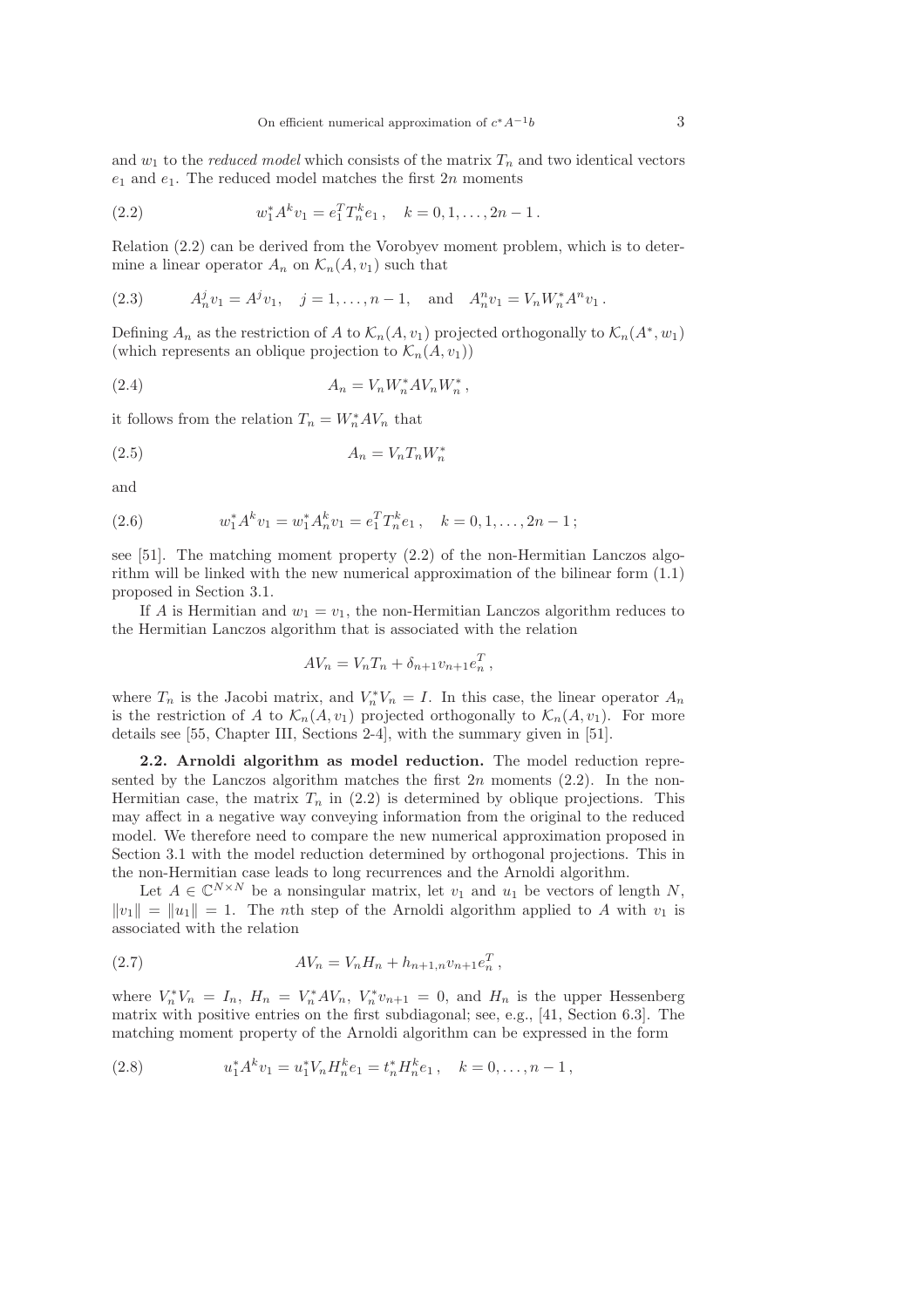and $w_1$ to the *reduced model* which consists of the matrix $T_n$ and two identical vectors $e_1$ and $e_1$. The reduced model matches the first $2n$ moments

$$w_1^* A^k v_1 = e_1^T T_n^k e_1 \,, \quad k = 0, 1, \ldots, 2n-1 \,. \tag{2.2}$$

Relation (2.2) can be derived from the Vorobyev moment problem, which is to determine a linear operator $A_n$ on $\mathcal{K}_n(A, v_1)$ such that

$$A_n^j v_1 = A^j v_1, \quad j = 1, \ldots, n-1, \quad \text{and} \quad A_n^n v_1 = V_n W_n^* A^n v_1 \,. \tag{2.3}$$

Defining $A_n$ as the restriction of $A$ to $\mathcal{K}_n(A, v_1)$ projected orthogonally to $\mathcal{K}_n(A^*, w_1)$ (which represents an oblique projection to $\mathcal{K}_n(A, v_1)$)

$$A_n = V_n W_n^* A V_n W_n^* \,, \tag{2.4}$$

it follows from the relation $T_n = W_n^* A V_n$ that

$$A_n = V_n T_n W_n^* \tag{2.5}$$

and

$$w_1^* A^k v_1 = w_1^* A_n^k v_1 = e_1^T T_n^k e_1 \,, \quad k = 0, 1, \ldots, 2n-1 \,; \tag{2.6}$$

see [51]. The matching moment property (2.2) of the non-Hermitian Lanczos algorithm will be linked with the new numerical approximation of the bilinear form (1.1) proposed in Section 3.1.

If $A$ is Hermitian and $w_1 = v_1$, the non-Hermitian Lanczos algorithm reduces to the Hermitian Lanczos algorithm that is associated with the relation

$$A V_n = V_n T_n + \delta_{n+1} v_{n+1} e_n^T \,,$$

where $T_n$ is the Jacobi matrix, and $V_n^* V_n = I$. In this case, the linear operator $A_n$ is the restriction of $A$ to $\mathcal{K}_n(A, v_1)$ projected orthogonally to $\mathcal{K}_n(A, v_1)$. For more details see [55, Chapter III, Sections 2-4], with the summary given in [51].

**2.2. Arnoldi algorithm as model reduction.** The model reduction represented by the Lanczos algorithm matches the first $2n$ moments (2.2). In the non-Hermitian case, the matrix $T_n$ in (2.2) is determined by oblique projections. This may affect in a negative way conveying information from the original to the reduced model. We therefore need to compare the new numerical approximation proposed in Section 3.1 with the model reduction determined by orthogonal projections. This in the non-Hermitian case leads to long recurrences and the Arnoldi algorithm.

Let $A \in \mathbb{C}^{N \times N}$ be a nonsingular matrix, let $v_1$ and $u_1$ be vectors of length $N$, $\|v_1\| = \|u_1\| = 1$. The $n$th step of the Arnoldi algorithm applied to $A$ with $v_1$ is associated with the relation

$$A V_n = V_n H_n + h_{n+1,n} v_{n+1} e_n^T \,, \tag{2.7}$$

where $V_n^* V_n = I_n$, $H_n = V_n^* A V_n$, $V_n^* v_{n+1} = 0$, and $H_n$ is the upper Hessenberg matrix with positive entries on the first subdiagonal; see, e.g., [41, Section 6.3]. The matching moment property of the Arnoldi algorithm can be expressed in the form

$$u_1^* A^k v_1 = u_1^* V_n H_n^k e_1 = t_n^* H_n^k e_1 \,, \quad k = 0, \ldots, n-1 \,, \tag{2.8}$$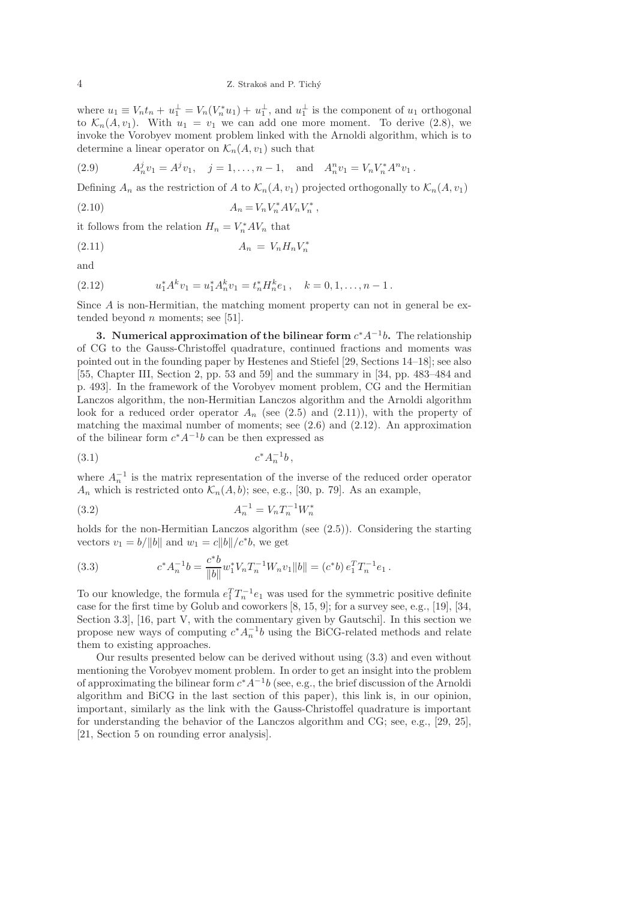where $u_1 \equiv V_n t_n + u_1^\perp = V_n(V_n^* u_1) + u_1^\perp$, and $u_1^\perp$ is the component of $u_1$ orthogonal to $\mathcal{K}_n(A, v_1)$. With $u_1 = v_1$ we can add one more moment. To derive (2.8), we invoke the Vorobyev moment problem linked with the Arnoldi algorithm, which is to determine a linear operator on $\mathcal{K}_n(A, v_1)$ such that

$$A_n^j v_1 = A^j v_1, \quad j = 1, \ldots, n-1, \quad \text{and} \quad A_n^n v_1 = V_n V_n^* A^n v_1 \,. \tag{2.9}$$

Defining $A_n$ as the restriction of $A$ to $\mathcal{K}_n(A, v_1)$ projected orthogonally to $\mathcal{K}_n(A, v_1)$

$$A_n = V_n V_n^* A V_n V_n^* \,, \tag{2.10}$$

it follows from the relation $H_n = V_n^* A V_n$ that

$$A_n \;=\; V_n H_n V_n^* \tag{2.11}$$

and

$$u_1^* A^k v_1 = u_1^* A_n^k v_1 = t_n^* H_n^k e_1 \,, \quad k = 0, 1, \ldots, n-1 \,. \tag{2.12}$$

Since $A$ is non-Hermitian, the matching moment property can not in general be extended beyond $n$ moments; see [51].

## 3. Numerical approximation of the bilinear form $c^* A^{-1} b$.

The relationship of CG to the Gauss-Christoffel quadrature, continued fractions and moments was pointed out in the founding paper by Hestenes and Stiefel [29, Sections 14–18]; see also [55, Chapter III, Section 2, pp. 53 and 59] and the summary in [34, pp. 483–484 and p. 493]. In the framework of the Vorobyev moment problem, CG and the Hermitian Lanczos algorithm, the non-Hermitian Lanczos algorithm and the Arnoldi algorithm look for a reduced order operator $A_n$ (see (2.5) and (2.11)), with the property of matching the maximal number of moments; see (2.6) and (2.12). An approximation of the bilinear form $c^* A^{-1} b$ can be then expressed as

$$c^* A_n^{-1} b \,, \tag{3.1}$$

where $A_n^{-1}$ is the matrix representation of the inverse of the reduced order operator $A_n$ which is restricted onto $\mathcal{K}_n(A, b)$; see, e.g., [30, p. 79]. As an example,

$$A_n^{-1} = V_n T_n^{-1} W_n^* \tag{3.2}$$

holds for the non-Hermitian Lanczos algorithm (see (2.5)). Considering the starting vectors $v_1 = b/\|b\|$ and $w_1 = c\|b\|/c^* b$, we get

$$c^* A_n^{-1} b = \frac{c^* b}{\|b\|} w_1^* V_n T_n^{-1} W_n v_1 \|b\| = (c^* b)\, e_1^T T_n^{-1} e_1 \,. \tag{3.3}$$

To our knowledge, the formula $e_1^T T_n^{-1} e_1$ was used for the symmetric positive definite case for the first time by Golub and coworkers [8, 15, 9]; for a survey see, e.g., [19], [34, Section 3.3], [16, part V, with the commentary given by Gautschi]. In this section we propose new ways of computing $c^* A_n^{-1} b$ using the BiCG-related methods and relate them to existing approaches.

Our results presented below can be derived without using (3.3) and even without mentioning the Vorobyev moment problem. In order to get an insight into the problem of approximating the bilinear form $c^* A^{-1} b$ (see, e.g., the brief discussion of the Arnoldi algorithm and BiCG in the last section of this paper), this link is, in our opinion, important, similarly as the link with the Gauss-Christoffel quadrature is important for understanding the behavior of the Lanczos algorithm and CG; see, e.g., [29, 25], [21, Section 5 on rounding error analysis].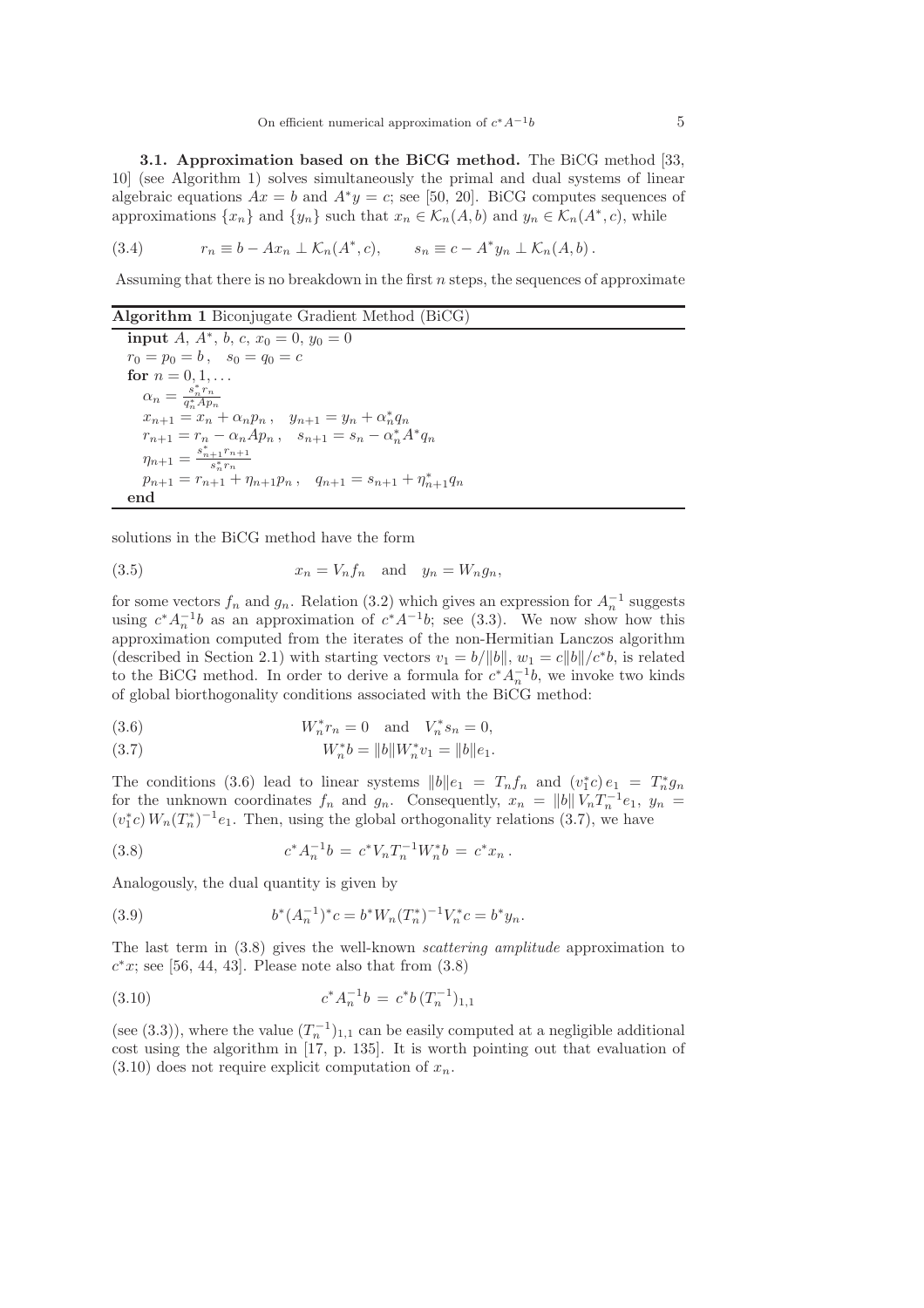**3.1. Approximation based on the BiCG method.** The BiCG method [33, 10] (see Algorithm 1) solves simultaneously the primal and dual systems of linear algebraic equations $Ax = b$ and $A^*y = c$; see [50, 20]. BiCG computes sequences of approximations $\{x_n\}$ and $\{y_n\}$ such that $x_n \in \mathcal{K}_n(A, b)$ and $y_n \in \mathcal{K}_n(A^*, c)$, while

$$
r_n \equiv b - Ax_n \perp \mathcal{K}_n(A^*, c), \qquad s_n \equiv c - A^*y_n \perp \mathcal{K}_n(A, b)\,. \tag{3.4}
$$

Assuming that there is no breakdown in the first $n$ steps, the sequences of approximate

**Algorithm 1** Biconjugate Gradient Method (BiCG)

**input** $A$, $A^*$, $b$, $c$, $x_0 = 0$, $y_0 = 0$
$r_0 = p_0 = b\,,\quad s_0 = q_0 = c$
**for** $n = 0, 1, \ldots$
  $\alpha_n = \frac{s_n^* r_n}{q_n^* A p_n}$
  $x_{n+1} = x_n + \alpha_n p_n\,,\quad y_{n+1} = y_n + \alpha_n^* q_n$
  $r_{n+1} = r_n - \alpha_n A p_n\,,\quad s_{n+1} = s_n - \alpha_n^* A^* q_n$
  $\eta_{n+1} = \frac{s_{n+1}^* r_{n+1}}{s_n^* r_n}$
  $p_{n+1} = r_{n+1} + \eta_{n+1} p_n\,,\quad q_{n+1} = s_{n+1} + \eta_{n+1}^* q_n$
**end**

solutions in the BiCG method have the form

$$
x_n = V_n f_n \quad \text{and} \quad y_n = W_n g_n, \tag{3.5}
$$

for some vectors $f_n$ and $g_n$. Relation (3.2) which gives an expression for $A_n^{-1}$ suggests using $c^*A_n^{-1}b$ as an approximation of $c^*A^{-1}b$; see (3.3). We now show how this approximation computed from the iterates of the non-Hermitian Lanczos algorithm (described in Section 2.1) with starting vectors $v_1 = b/\|b\|$, $w_1 = c\|b\|/c^*b$, is related to the BiCG method. In order to derive a formula for $c^*A_n^{-1}b$, we invoke two kinds of global biorthogonality conditions associated with the BiCG method:

$$
W_n^* r_n = 0 \quad \text{and} \quad V_n^* s_n = 0, \tag{3.6}
$$

$$
W_n^* b = \|b\| W_n^* v_1 = \|b\| e_1. \tag{3.7}
$$

The conditions (3.6) lead to linear systems $\|b\| e_1 = T_n f_n$ and $(v_1^* c)\, e_1 = T_n^* g_n$ for the unknown coordinates $f_n$ and $g_n$. Consequently, $x_n = \|b\|\, V_n T_n^{-1} e_1$, $y_n = (v_1^* c)\, W_n (T_n^*)^{-1} e_1$. Then, using the global orthogonality relations (3.7), we have

$$
c^* A_n^{-1} b \,=\, c^* V_n T_n^{-1} W_n^* b \,=\, c^* x_n\,. \tag{3.8}
$$

Analogously, the dual quantity is given by

$$
b^* (A_n^{-1})^* c = b^* W_n (T_n^*)^{-1} V_n^* c = b^* y_n. \tag{3.9}
$$

The last term in (3.8) gives the well-known *scattering amplitude* approximation to $c^*x$; see [56, 44, 43]. Please note also that from (3.8)

$$
c^* A_n^{-1} b \,=\, c^* b \,(T_n^{-1})_{1,1} \tag{3.10}
$$

(see (3.3)), where the value $(T_n^{-1})_{1,1}$ can be easily computed at a negligible additional cost using the algorithm in [17, p. 135]. It is worth pointing out that evaluation of (3.10) does not require explicit computation of $x_n$.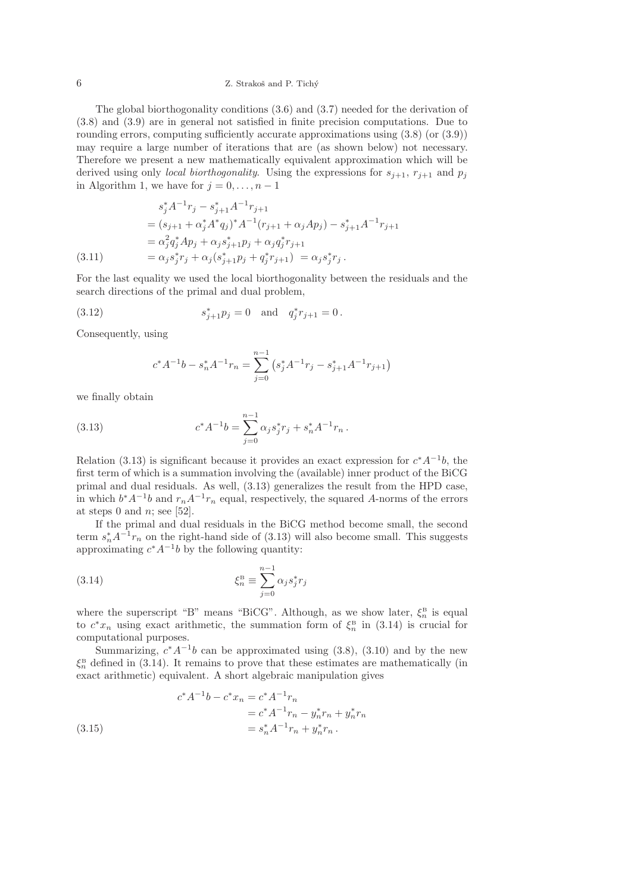The global biorthogonality conditions (3.6) and (3.7) needed for the derivation of (3.8) and (3.9) are in general not satisfied in finite precision computations. Due to rounding errors, computing sufficiently accurate approximations using (3.8) (or (3.9)) may require a large number of iterations that are (as shown below) not necessary. Therefore we present a new mathematically equivalent approximation which will be derived using only *local biorthogonality*. Using the expressions for $s_{j+1}$, $r_{j+1}$ and $p_j$ in Algorithm 1, we have for $j = 0, \ldots, n-1$

$$
\begin{aligned}
& s_j^* A^{-1} r_j - s_{j+1}^* A^{-1} r_{j+1} \\
&= (s_{j+1} + \alpha_j^* A^* q_j)^* A^{-1} (r_{j+1} + \alpha_j A p_j) - s_{j+1}^* A^{-1} r_{j+1} \\
&= \alpha_j^2 q_j^* A p_j + \alpha_j s_{j+1}^* p_j + \alpha_j q_j^* r_{j+1} \\
&= \alpha_j s_j^* r_j + \alpha_j (s_{j+1}^* p_j + q_j^* r_{j+1}) \; = \alpha_j s_j^* r_j \,.
\end{aligned}
\tag{3.11}
$$

For the last equality we used the local biorthogonality between the residuals and the search directions of the primal and dual problem,

$$
s_{j+1}^* p_j = 0 \quad \text{and} \quad q_j^* r_{j+1} = 0 \,. \tag{3.12}
$$

Consequently, using

$$
c^* A^{-1} b - s_n^* A^{-1} r_n = \sum_{j=0}^{n-1} \left( s_j^* A^{-1} r_j - s_{j+1}^* A^{-1} r_{j+1} \right)
$$

we finally obtain

$$
c^* A^{-1} b = \sum_{j=0}^{n-1} \alpha_j s_j^* r_j + s_n^* A^{-1} r_n \,. \tag{3.13}
$$

Relation (3.13) is significant because it provides an exact expression for $c^* A^{-1} b$, the first term of which is a summation involving the (available) inner product of the BiCG primal and dual residuals. As well, (3.13) generalizes the result from the HPD case, in which $b^* A^{-1} b$ and $r_n A^{-1} r_n$ equal, respectively, the squared $A$-norms of the errors at steps 0 and $n$; see [52].

If the primal and dual residuals in the BiCG method become small, the second term $s_n^* A^{-1} r_n$ on the right-hand side of (3.13) will also become small. This suggests approximating $c^* A^{-1} b$ by the following quantity:

$$
\xi_n^{\mathrm{B}} \equiv \sum_{j=0}^{n-1} \alpha_j s_j^* r_j \tag{3.14}
$$

where the superscript "B" means "BiCG". Although, as we show later, $\xi_n^{\mathrm{B}}$ is equal to $c^* x_n$ using exact arithmetic, the summation form of $\xi_n^{\mathrm{B}}$ in (3.14) is crucial for computational purposes.

Summarizing, $c^* A^{-1} b$ can be approximated using (3.8), (3.10) and by the new $\xi_n^{\mathrm{B}}$ defined in (3.14). It remains to prove that these estimates are mathematically (in exact arithmetic) equivalent. A short algebraic manipulation gives

$$
\begin{aligned}
c^* A^{-1} b - c^* x_n &= c^* A^{-1} r_n \\
&= c^* A^{-1} r_n - y_n^* r_n + y_n^* r_n \\
&= s_n^* A^{-1} r_n + y_n^* r_n \,.
\end{aligned}
\tag{3.15}
$$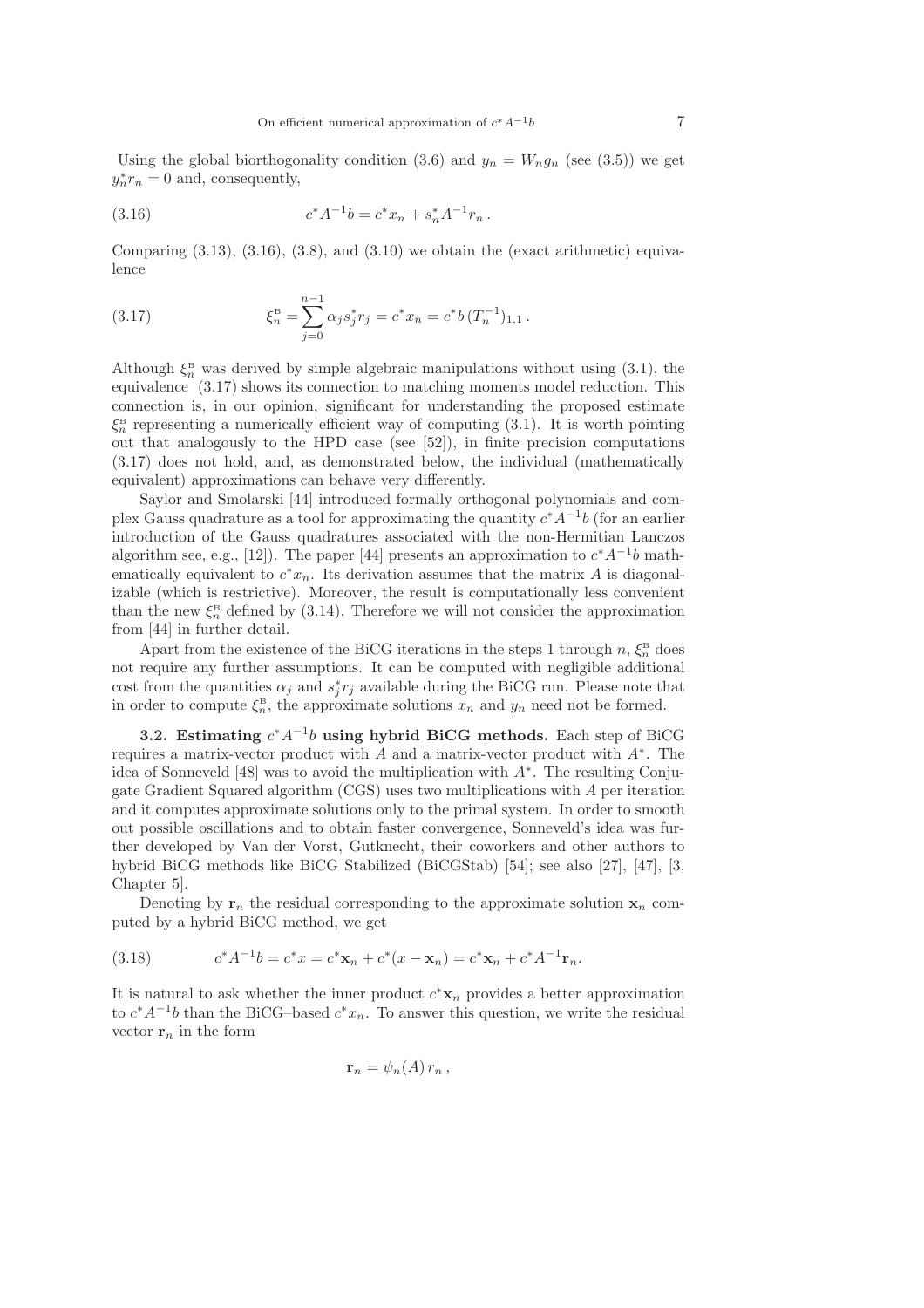Using the global biorthogonality condition (3.6) and $y_n = W_n g_n$ (see (3.5)) we get $y_n^* r_n = 0$ and, consequently,

$$c^* A^{-1} b = c^* x_n + s_n^* A^{-1} r_n \,. \tag{3.16}$$

Comparing (3.13), (3.16), (3.8), and (3.10) we obtain the (exact arithmetic) equivalence

$$\xi_n^{\mathrm{B}} = \sum_{j=0}^{n-1} \alpha_j s_j^* r_j = c^* x_n = c^* b \, (T_n^{-1})_{1,1} \,. \tag{3.17}$$

Although $\xi_n^{\mathrm{B}}$ was derived by simple algebraic manipulations without using (3.1), the equivalence (3.17) shows its connection to matching moments model reduction. This connection is, in our opinion, significant for understanding the proposed estimate $\xi_n^{\mathrm{B}}$ representing a numerically efficient way of computing (3.1). It is worth pointing out that analogously to the HPD case (see [52]), in finite precision computations (3.17) does not hold, and, as demonstrated below, the individual (mathematically equivalent) approximations can behave very differently.

Saylor and Smolarski [44] introduced formally orthogonal polynomials and complex Gauss quadrature as a tool for approximating the quantity $c^* A^{-1} b$ (for an earlier introduction of the Gauss quadratures associated with the non-Hermitian Lanczos algorithm see, e.g., [12]). The paper [44] presents an approximation to $c^* A^{-1} b$ mathematically equivalent to $c^* x_n$. Its derivation assumes that the matrix $A$ is diagonalizable (which is restrictive). Moreover, the result is computationally less convenient than the new $\xi_n^{\mathrm{B}}$ defined by (3.14). Therefore we will not consider the approximation from [44] in further detail.

Apart from the existence of the BiCG iterations in the steps 1 through $n$, $\xi_n^{\mathrm{B}}$ does not require any further assumptions. It can be computed with negligible additional cost from the quantities $\alpha_j$ and $s_j^* r_j$ available during the BiCG run. Please note that in order to compute $\xi_n^{\mathrm{B}}$, the approximate solutions $x_n$ and $y_n$ need not be formed.

**3.2. Estimating $c^* A^{-1} b$ using hybrid BiCG methods.** Each step of BiCG requires a matrix-vector product with $A$ and a matrix-vector product with $A^*$. The idea of Sonneveld [48] was to avoid the multiplication with $A^*$. The resulting Conjugate Gradient Squared algorithm (CGS) uses two multiplications with $A$ per iteration and it computes approximate solutions only to the primal system. In order to smooth out possible oscillations and to obtain faster convergence, Sonneveld's idea was further developed by Van der Vorst, Gutknecht, their coworkers and other authors to hybrid BiCG methods like BiCG Stabilized (BiCGStab) [54]; see also [27], [47], [3, Chapter 5].

Denoting by $\mathbf{r}_n$ the residual corresponding to the approximate solution $\mathbf{x}_n$ computed by a hybrid BiCG method, we get

$$c^* A^{-1} b = c^* x = c^* \mathbf{x}_n + c^* (x - \mathbf{x}_n) = c^* \mathbf{x}_n + c^* A^{-1} \mathbf{r}_n. \tag{3.18}$$

It is natural to ask whether the inner product $c^* \mathbf{x}_n$ provides a better approximation to $c^* A^{-1} b$ than the BiCG–based $c^* x_n$. To answer this question, we write the residual vector $\mathbf{r}_n$ in the form

$$\mathbf{r}_n = \psi_n(A) \, r_n \,,$$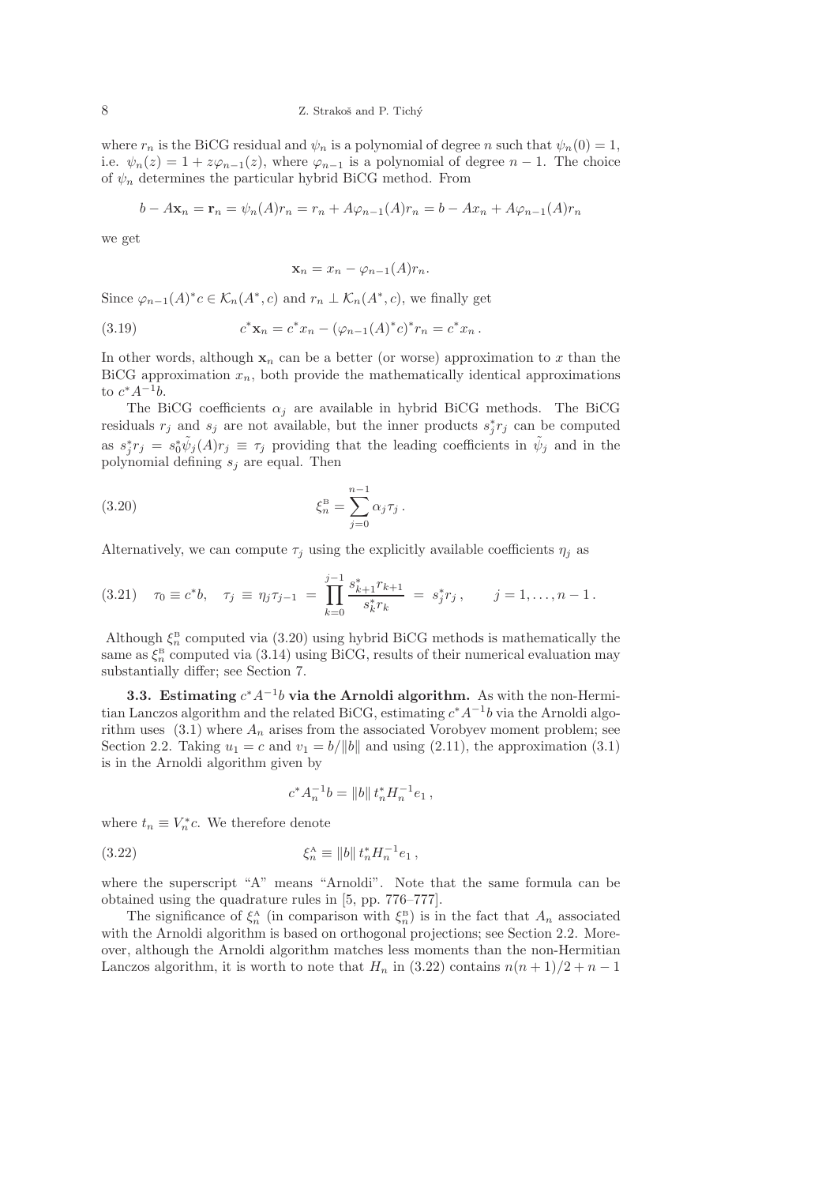where $r_n$ is the BiCG residual and $\psi_n$ is a polynomial of degree $n$ such that $\psi_n(0) = 1$, i.e. $\psi_n(z) = 1 + z\varphi_{n-1}(z)$, where $\varphi_{n-1}$ is a polynomial of degree $n-1$. The choice of $\psi_n$ determines the particular hybrid BiCG method. From

$$b - A\mathbf{x}_n = \mathbf{r}_n = \psi_n(A)r_n = r_n + A\varphi_{n-1}(A)r_n = b - Ax_n + A\varphi_{n-1}(A)r_n$$

we get

$$\mathbf{x}_n = x_n - \varphi_{n-1}(A)r_n.$$

Since $\varphi_{n-1}(A)^*c \in \mathcal{K}_n(A^*, c)$ and $r_n \perp \mathcal{K}_n(A^*, c)$, we finally get

$$c^*\mathbf{x}_n = c^*x_n - (\varphi_{n-1}(A)^*c)^*r_n = c^*x_n \,. \tag{3.19}$$

In other words, although $\mathbf{x}_n$ can be a better (or worse) approximation to $x$ than the BiCG approximation $x_n$, both provide the mathematically identical approximations to $c^*A^{-1}b$.

The BiCG coefficients $\alpha_j$ are available in hybrid BiCG methods. The BiCG residuals $r_j$ and $s_j$ are not available, but the inner products $s_j^*r_j$ can be computed as $s_j^*r_j = s_0^*\tilde{\psi}_j(A)r_j \equiv \tau_j$ providing that the leading coefficients in $\tilde{\psi}_j$ and in the polynomial defining $s_j$ are equal. Then

$$\xi_n^{\mathrm{B}} = \sum_{j=0}^{n-1} \alpha_j \tau_j \,. \tag{3.20}$$

Alternatively, we can compute $\tau_j$ using the explicitly available coefficients $\eta_j$ as

$$\tau_0 \equiv c^*b, \quad \tau_j \equiv \eta_j \tau_{j-1} = \prod_{k=0}^{j-1} \frac{s_{k+1}^* r_{k+1}}{s_k^* r_k} = s_j^* r_j \,, \qquad j = 1, \ldots, n-1 \,. \tag{3.21}$$

Although $\xi_n^{\mathrm{B}}$ computed via (3.20) using hybrid BiCG methods is mathematically the same as $\xi_n^{\mathrm{B}}$ computed via (3.14) using BiCG, results of their numerical evaluation may substantially differ; see Section 7.

**3.3. Estimating $c^*A^{-1}b$ via the Arnoldi algorithm.** As with the non-Hermitian Lanczos algorithm and the related BiCG, estimating $c^*A^{-1}b$ via the Arnoldi algorithm uses (3.1) where $A_n$ arises from the associated Vorobyev moment problem; see Section 2.2. Taking $u_1 = c$ and $v_1 = b/\|b\|$ and using (2.11), the approximation (3.1) is in the Arnoldi algorithm given by

$$c^*A_n^{-1}b = \|b\| \, t_n^* H_n^{-1} e_1 \,,$$

where $t_n \equiv V_n^* c$. We therefore denote

$$\xi_n^{\mathrm{A}} \equiv \|b\| \, t_n^* H_n^{-1} e_1 \,, \tag{3.22}$$

where the superscript "A" means "Arnoldi". Note that the same formula can be obtained using the quadrature rules in [5, pp. 776–777].

The significance of $\xi_n^{\mathrm{A}}$ (in comparison with $\xi_n^{\mathrm{B}}$) is in the fact that $A_n$ associated with the Arnoldi algorithm is based on orthogonal projections; see Section 2.2. Moreover, although the Arnoldi algorithm matches less moments than the non-Hermitian Lanczos algorithm, it is worth to note that $H_n$ in (3.22) contains $n(n+1)/2 + n - 1$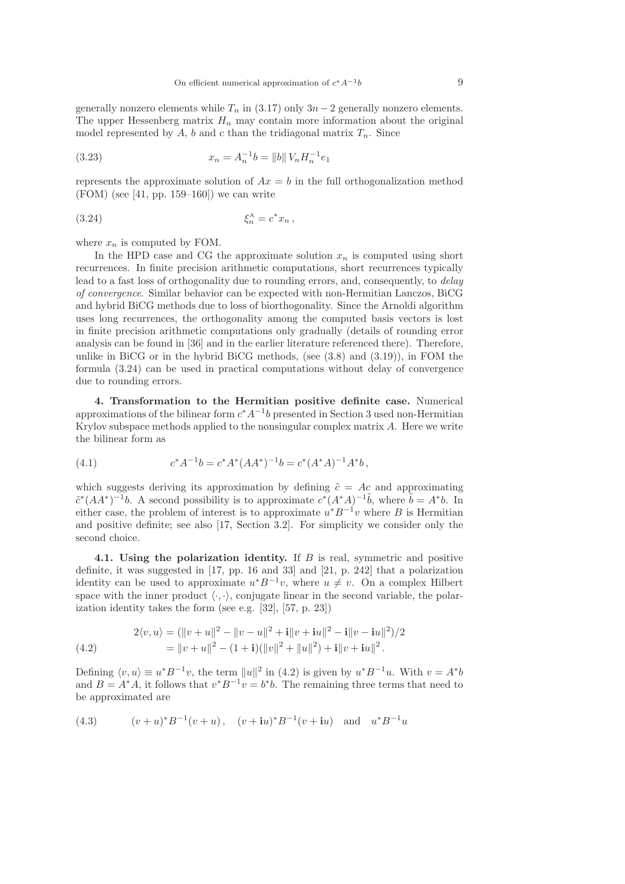generally nonzero elements while $T_n$ in (3.17) only $3n-2$ generally nonzero elements. The upper Hessenberg matrix $H_n$ may contain more information about the original model represented by $A$, $b$ and $c$ than the tridiagonal matrix $T_n$. Since

$$x_n = A_n^{-1} b = \|b\| \, V_n H_n^{-1} e_1 \tag{3.23}$$

represents the approximate solution of $Ax = b$ in the full orthogonalization method (FOM) (see [41, pp. 159–160]) we can write

$$\xi_n^{\text{A}} = c^* x_n \,, \tag{3.24}$$

where $x_n$ is computed by FOM.

In the HPD case and CG the approximate solution $x_n$ is computed using short recurrences. In finite precision arithmetic computations, short recurrences typically lead to a fast loss of orthogonality due to rounding errors, and, consequently, to *delay of convergence*. Similar behavior can be expected with non-Hermitian Lanczos, BiCG and hybrid BiCG methods due to loss of biorthogonality. Since the Arnoldi algorithm uses long recurrences, the orthogonality among the computed basis vectors is lost in finite precision arithmetic computations only gradually (details of rounding error analysis can be found in [36] and in the earlier literature referenced there). Therefore, unlike in BiCG or in the hybrid BiCG methods, (see (3.8) and (3.19)), in FOM the formula (3.24) can be used in practical computations without delay of convergence due to rounding errors.

## 4. Transformation to the Hermitian positive definite case.

Numerical approximations of the bilinear form $c^* A^{-1} b$ presented in Section 3 used non-Hermitian Krylov subspace methods applied to the nonsingular complex matrix $A$. Here we write the bilinear form as

$$c^* A^{-1} b = c^* A^* (AA^*)^{-1} b = c^* (A^* A)^{-1} A^* b \,, \tag{4.1}$$

which suggests deriving its approximation by defining $\tilde{c} = Ac$ and approximating $\tilde{c}^* (AA^*)^{-1} b$. A second possibility is to approximate $c^* (A^* A)^{-1} \tilde{b}$, where $\tilde{b} = A^* b$. In either case, the problem of interest is to approximate $u^* B^{-1} v$ where $B$ is Hermitian and positive definite; see also [17, Section 3.2]. For simplicity we consider only the second choice.

### 4.1. Using the polarization identity.

If $B$ is real, symmetric and positive definite, it was suggested in [17, pp. 16 and 33] and [21, p. 242] that a polarization identity can be used to approximate $u^* B^{-1} v$, where $u \neq v$. On a complex Hilbert space with the inner product $\langle \cdot, \cdot \rangle$, conjugate linear in the second variable, the polarization identity takes the form (see e.g. [32], [57, p. 23])

$$\begin{aligned} 2\langle v, u \rangle &= (\|v+u\|^2 - \|v-u\|^2 + \mathbf{i}\|v+\mathbf{i}u\|^2 - \mathbf{i}\|v-\mathbf{i}u\|^2)/2 \\ &= \|v+u\|^2 - (1+\mathbf{i})(\|v\|^2 + \|u\|^2) + \mathbf{i}\|v+\mathbf{i}u\|^2 \,. \end{aligned} \tag{4.2}$$

Defining $\langle v, u \rangle \equiv u^* B^{-1} v$, the term $\|u\|^2$ in (4.2) is given by $u^* B^{-1} u$. With $v = A^* b$ and $B = A^* A$, it follows that $v^* B^{-1} v = b^* b$. The remaining three terms that need to be approximated are

$$(v+u)^* B^{-1} (v+u) \,, \quad (v+\mathbf{i}u)^* B^{-1} (v+\mathbf{i}u) \quad \text{and} \quad u^* B^{-1} u \tag{4.3}$$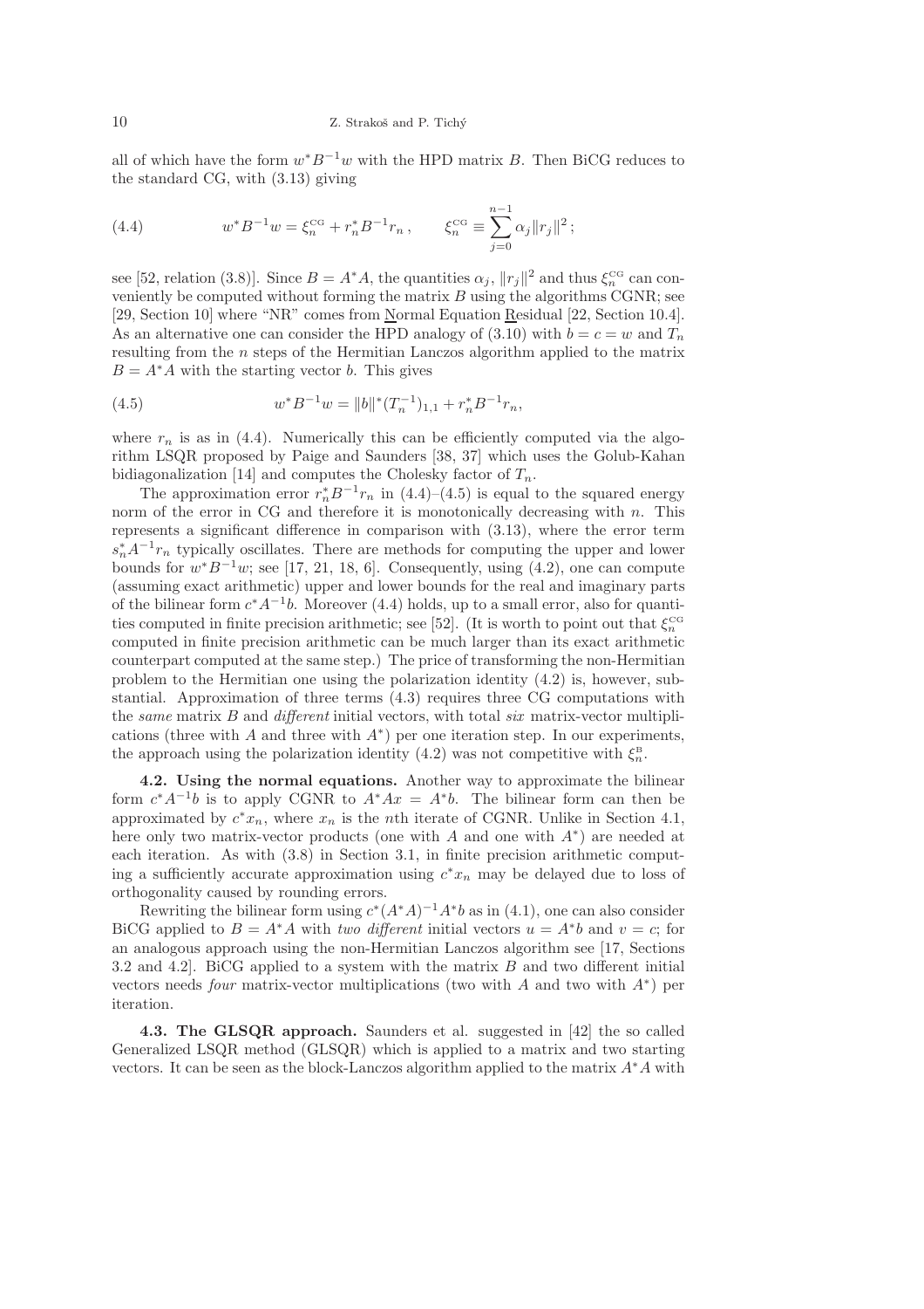all of which have the form $w^*B^{-1}w$ with the HPD matrix $B$. Then BiCG reduces to the standard CG, with (3.13) giving

$$w^*B^{-1}w = \xi_n^{\rm CG} + r_n^* B^{-1} r_n \,, \qquad \xi_n^{\rm CG} \equiv \sum_{j=0}^{n-1} \alpha_j \|r_j\|^2 \,; \tag{4.4}$$

see [52, relation (3.8)]. Since $B = A^*A$, the quantities $\alpha_j$, $\|r_j\|^2$ and thus $\xi_n^{\rm CG}$ can conveniently be computed without forming the matrix $B$ using the algorithms CGNR; see [29, Section 10] where "NR" comes from Normal Equation Residual [22, Section 10.4]. As an alternative one can consider the HPD analogy of (3.10) with $b = c = w$ and $T_n$ resulting from the $n$ steps of the Hermitian Lanczos algorithm applied to the matrix $B = A^*A$ with the starting vector $b$. This gives

$$w^*B^{-1}w = \|b\|^*(T_n^{-1})_{1,1} + r_n^* B^{-1} r_n, \tag{4.5}$$

where $r_n$ is as in (4.4). Numerically this can be efficiently computed via the algorithm LSQR proposed by Paige and Saunders [38, 37] which uses the Golub-Kahan bidiagonalization [14] and computes the Cholesky factor of $T_n$.

The approximation error $r_n^* B^{-1} r_n$ in (4.4)–(4.5) is equal to the squared energy norm of the error in CG and therefore it is monotonically decreasing with $n$. This represents a significant difference in comparison with (3.13), where the error term $s_n^* A^{-1} r_n$ typically oscillates. There are methods for computing the upper and lower bounds for $w^*B^{-1}w$; see [17, 21, 18, 6]. Consequently, using (4.2), one can compute (assuming exact arithmetic) upper and lower bounds for the real and imaginary parts of the bilinear form $c^*A^{-1}b$. Moreover (4.4) holds, up to a small error, also for quantities computed in finite precision arithmetic; see [52]. (It is worth to point out that $\xi_n^{\rm CG}$ computed in finite precision arithmetic can be much larger than its exact arithmetic counterpart computed at the same step.) The price of transforming the non-Hermitian problem to the Hermitian one using the polarization identity (4.2) is, however, substantial. Approximation of three terms (4.3) requires three CG computations with the *same* matrix $B$ and *different* initial vectors, with total *six* matrix-vector multiplications (three with $A$ and three with $A^*$) per one iteration step. In our experiments, the approach using the polarization identity (4.2) was not competitive with $\xi_n^{\rm B}$.

**4.2. Using the normal equations.** Another way to approximate the bilinear form $c^*A^{-1}b$ is to apply CGNR to $A^*Ax = A^*b$. The bilinear form can then be approximated by $c^*x_n$, where $x_n$ is the $n$th iterate of CGNR. Unlike in Section 4.1, here only two matrix-vector products (one with $A$ and one with $A^*$) are needed at each iteration. As with (3.8) in Section 3.1, in finite precision arithmetic computing a sufficiently accurate approximation using $c^*x_n$ may be delayed due to loss of orthogonality caused by rounding errors.

Rewriting the bilinear form using $c^*(A^*A)^{-1}A^*b$ as in (4.1), one can also consider BiCG applied to $B = A^*A$ with *two different* initial vectors $u = A^*b$ and $v = c$; for an analogous approach using the non-Hermitian Lanczos algorithm see [17, Sections 3.2 and 4.2]. BiCG applied to a system with the matrix $B$ and two different initial vectors needs *four* matrix-vector multiplications (two with $A$ and two with $A^*$) per iteration.

**4.3. The GLSQR approach.** Saunders et al. suggested in [42] the so called Generalized LSQR method (GLSQR) which is applied to a matrix and two starting vectors. It can be seen as the block-Lanczos algorithm applied to the matrix $A^*A$ with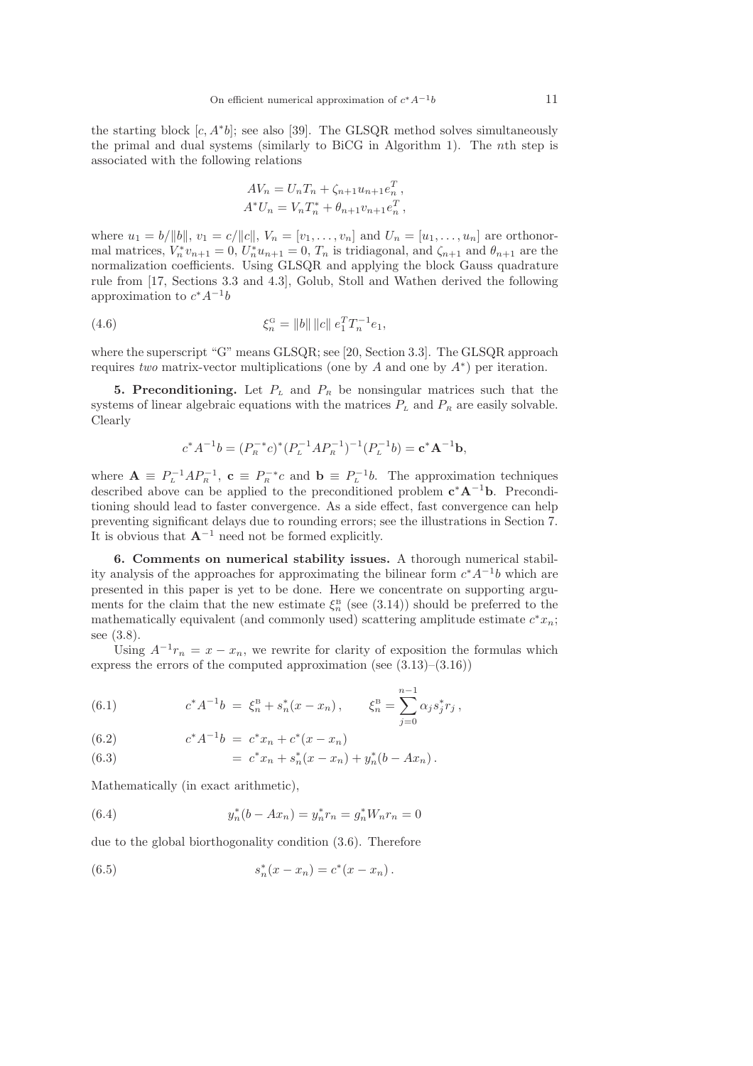the starting block $[c, A^*b]$; see also [39]. The GLSQR method solves simultaneously the primal and dual systems (similarly to BiCG in Algorithm 1). The $n$th step is associated with the following relations

$$
\begin{aligned}
AV_n &= U_n T_n + \zeta_{n+1} u_{n+1} e_n^T \,, \\
A^* U_n &= V_n T_n^* + \theta_{n+1} v_{n+1} e_n^T \,,
\end{aligned}
$$

where $u_1 = b/\|b\|$, $v_1 = c/\|c\|$, $V_n = [v_1, \ldots, v_n]$ and $U_n = [u_1, \ldots, u_n]$ are orthonormal matrices, $V_n^* v_{n+1} = 0$, $U_n^* u_{n+1} = 0$, $T_n$ is tridiagonal, and $\zeta_{n+1}$ and $\theta_{n+1}$ are the normalization coefficients. Using GLSQR and applying the block Gauss quadrature rule from [17, Sections 3.3 and 4.3], Golub, Stoll and Wathen derived the following approximation to $c^* A^{-1} b$

$$
\xi_n^{\mathrm{G}} = \|b\| \, \|c\| \; e_1^T T_n^{-1} e_1, \tag{4.6}
$$

where the superscript "G" means GLSQR; see [20, Section 3.3]. The GLSQR approach requires *two* matrix-vector multiplications (one by $A$ and one by $A^*$) per iteration.

**5. Preconditioning.** Let $P_L$ and $P_R$ be nonsingular matrices such that the systems of linear algebraic equations with the matrices $P_L$ and $P_R$ are easily solvable. Clearly

$$
c^* A^{-1} b = (P_R^{-*} c)^* (P_L^{-1} A P_R^{-1})^{-1} (P_L^{-1} b) = \mathbf{c}^* \mathbf{A}^{-1} \mathbf{b},
$$

where $\mathbf{A} \equiv P_L^{-1} A P_R^{-1}$, $\mathbf{c} \equiv P_R^{-*} c$ and $\mathbf{b} \equiv P_L^{-1} b$. The approximation techniques described above can be applied to the preconditioned problem $\mathbf{c}^* \mathbf{A}^{-1} \mathbf{b}$. Preconditioning should lead to faster convergence. As a side effect, fast convergence can help preventing significant delays due to rounding errors; see the illustrations in Section 7. It is obvious that $\mathbf{A}^{-1}$ need not be formed explicitly.

**6. Comments on numerical stability issues.** A thorough numerical stability analysis of the approaches for approximating the bilinear form $c^* A^{-1} b$ which are presented in this paper is yet to be done. Here we concentrate on supporting arguments for the claim that the new estimate $\xi_n^{\mathrm{B}}$ (see (3.14)) should be preferred to the mathematically equivalent (and commonly used) scattering amplitude estimate $c^* x_n$; see (3.8).

Using $A^{-1} r_n = x - x_n$, we rewrite for clarity of exposition the formulas which express the errors of the computed approximation (see (3.13)–(3.16))

$$
c^* A^{-1} b \;=\; \xi_n^{\mathrm{B}} + s_n^* (x - x_n) \,, \qquad \xi_n^{\mathrm{B}} = \sum_{j=0}^{n-1} \alpha_j s_j^* r_j \,, \tag{6.1}
$$

$$
c^* A^{-1} b \;=\; c^* x_n + c^* (x - x_n) \tag{6.2}
$$

$$
\;=\; c^* x_n + s_n^* (x - x_n) + y_n^* (b - A x_n) \,. \tag{6.3}
$$

Mathematically (in exact arithmetic),

$$
y_n^* (b - A x_n) = y_n^* r_n = g_n^* W_n r_n = 0 \tag{6.4}
$$

due to the global biorthogonality condition (3.6). Therefore

$$
s_n^* (x - x_n) = c^* (x - x_n) \,. \tag{6.5}
$$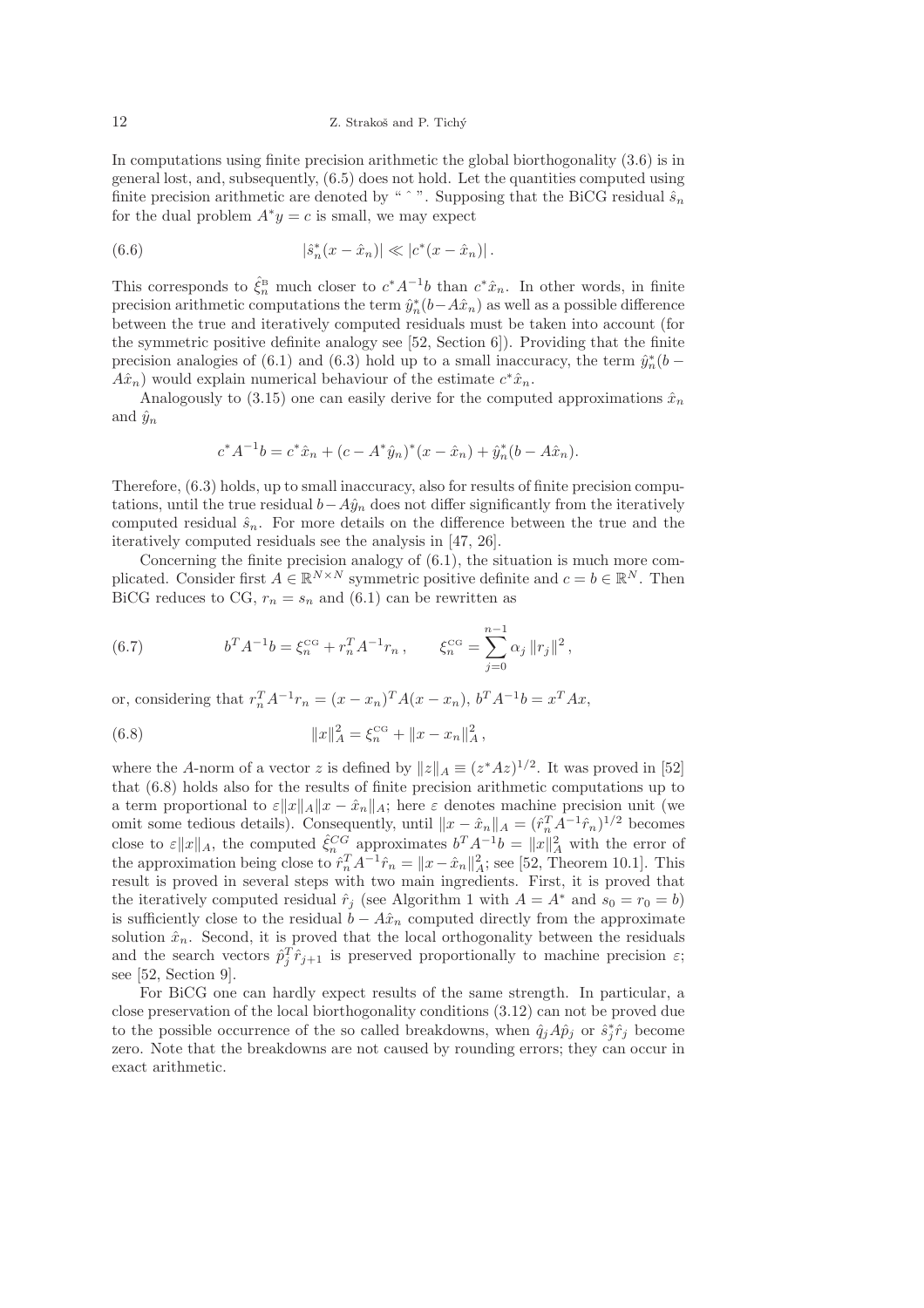In computations using finite precision arithmetic the global biorthogonality (3.6) is in general lost, and, subsequently, (6.5) does not hold. Let the quantities computed using finite precision arithmetic are denoted by " ˆ ". Supposing that the BiCG residual $\hat{s}_n$ for the dual problem $A^*y = c$ is small, we may expect

$$|\hat{s}_n^*(x - \hat{x}_n)| \ll |c^*(x - \hat{x}_n)| \,. \tag{6.6}$$

This corresponds to $\hat{\xi}_n^{\mathrm{B}}$ much closer to $c^*A^{-1}b$ than $c^*\hat{x}_n$. In other words, in finite precision arithmetic computations the term $\hat{y}_n^*(b - A\hat{x}_n)$ as well as a possible difference between the true and iteratively computed residuals must be taken into account (for the symmetric positive definite analogy see [52, Section 6]). Providing that the finite precision analogies of (6.1) and (6.3) hold up to a small inaccuracy, the term $\hat{y}_n^*(b - A\hat{x}_n)$ would explain numerical behaviour of the estimate $c^*\hat{x}_n$.

Analogously to (3.15) one can easily derive for the computed approximations $\hat{x}_n$ and $\hat{y}_n$

$$c^*A^{-1}b = c^*\hat{x}_n + (c - A^*\hat{y}_n)^*(x - \hat{x}_n) + \hat{y}_n^*(b - A\hat{x}_n).$$

Therefore, (6.3) holds, up to small inaccuracy, also for results of finite precision computations, until the true residual $b - A\hat{y}_n$ does not differ significantly from the iteratively computed residual $\hat{s}_n$. For more details on the difference between the true and the iteratively computed residuals see the analysis in [47, 26].

Concerning the finite precision analogy of (6.1), the situation is much more complicated. Consider first $A \in \mathbb{R}^{N\times N}$ symmetric positive definite and $c = b \in \mathbb{R}^N$. Then BiCG reduces to CG, $r_n = s_n$ and (6.1) can be rewritten as

$$b^TA^{-1}b = \xi_n^{\mathrm{CG}} + r_n^TA^{-1}r_n \,, \qquad \xi_n^{\mathrm{CG}} = \sum_{j=0}^{n-1} \alpha_j \,\|r_j\|^2 \,, \tag{6.7}$$

or, considering that $r_n^TA^{-1}r_n = (x - x_n)^TA(x - x_n)$, $b^TA^{-1}b = x^TAx$,

$$\|x\|_A^2 = \xi_n^{\mathrm{CG}} + \|x - x_n\|_A^2 \,, \tag{6.8}$$

where the $A$-norm of a vector $z$ is defined by $\|z\|_A \equiv (z^*Az)^{1/2}$. It was proved in [52] that (6.8) holds also for the results of finite precision arithmetic computations up to a term proportional to $\varepsilon\|x\|_A\|x - \hat{x}_n\|_A$; here $\varepsilon$ denotes machine precision unit (we omit some tedious details). Consequently, until $\|x - \hat{x}_n\|_A = (\hat{r}_n^TA^{-1}\hat{r}_n)^{1/2}$ becomes close to $\varepsilon\|x\|_A$, the computed $\hat{\xi}_n^{CG}$ approximates $b^TA^{-1}b = \|x\|_A^2$ with the error of the approximation being close to $\hat{r}_n^TA^{-1}\hat{r}_n = \|x - \hat{x}_n\|_A^2$; see [52, Theorem 10.1]. This result is proved in several steps with two main ingredients. First, it is proved that the iteratively computed residual $\hat{r}_j$ (see Algorithm 1 with $A = A^*$ and $s_0 = r_0 = b$) is sufficiently close to the residual $b - A\hat{x}_n$ computed directly from the approximate solution $\hat{x}_n$. Second, it is proved that the local orthogonality between the residuals and the search vectors $\hat{p}_j^T\hat{r}_{j+1}$ is preserved proportionally to machine precision $\varepsilon$; see [52, Section 9].

For BiCG one can hardly expect results of the same strength. In particular, a close preservation of the local biorthogonality conditions (3.12) can not be proved due to the possible occurrence of the so called breakdowns, when $\hat{q}_jA\hat{p}_j$ or $\hat{s}_j^*\hat{r}_j$ become zero. Note that the breakdowns are not caused by rounding errors; they can occur in exact arithmetic.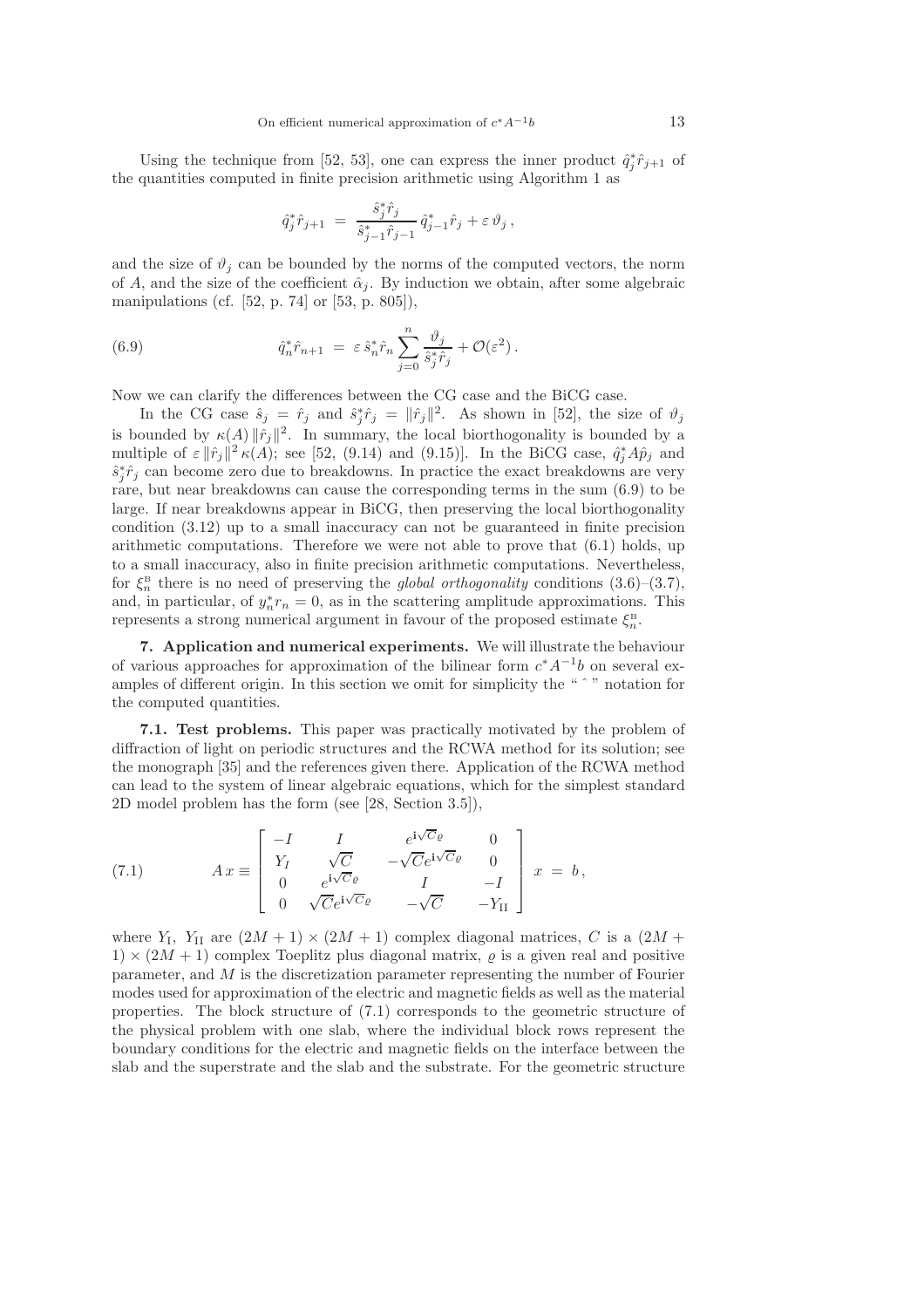Using the technique from [52, 53], one can express the inner product $\hat{q}_j^* \hat{r}_{j+1}$ of the quantities computed in finite precision arithmetic using Algorithm 1 as

$$\hat{q}_j^* \hat{r}_{j+1} \;=\; \frac{\hat{s}_j^* \hat{r}_j}{\hat{s}_{j-1}^* \hat{r}_{j-1}}\, \hat{q}_{j-1}^* \hat{r}_j + \varepsilon\, \vartheta_j\,,$$

and the size of $\vartheta_j$ can be bounded by the norms of the computed vectors, the norm of $A$, and the size of the coefficient $\hat{\alpha}_j$. By induction we obtain, after some algebraic manipulations (cf. [52, p. 74] or [53, p. 805]),

$$\hat{q}_n^* \hat{r}_{n+1} \;=\; \varepsilon\, \hat{s}_n^* \hat{r}_n \sum_{j=0}^{n} \frac{\vartheta_j}{\hat{s}_j^* \hat{r}_j} + \mathcal{O}(\varepsilon^2)\,. \tag{6.9}$$

Now we can clarify the differences between the CG case and the BiCG case.

In the CG case $\hat{s}_j = \hat{r}_j$ and $\hat{s}_j^* \hat{r}_j = \|\hat{r}_j\|^2$. As shown in [52], the size of $\vartheta_j$ is bounded by $\kappa(A)\, \|\hat{r}_j\|^2$. In summary, the local biorthogonality is bounded by a multiple of $\varepsilon\, \|\hat{r}_j\|^2\, \kappa(A)$; see [52, (9.14) and (9.15)]. In the BiCG case, $\hat{q}_j^* A \hat{p}_j$ and $\hat{s}_j^* \hat{r}_j$ can become zero due to breakdowns. In practice the exact breakdowns are very rare, but near breakdowns can cause the corresponding terms in the sum (6.9) to be large. If near breakdowns appear in BiCG, then preserving the local biorthogonality condition (3.12) up to a small inaccuracy can not be guaranteed in finite precision arithmetic computations. Therefore we were not able to prove that (6.1) holds, up to a small inaccuracy, also in finite precision arithmetic computations. Nevertheless, for $\xi_n^{\mathrm{B}}$ there is no need of preserving the *global orthogonality* conditions (3.6)–(3.7), and, in particular, of $y_n^* r_n = 0$, as in the scattering amplitude approximations. This represents a strong numerical argument in favour of the proposed estimate $\xi_n^{\mathrm{B}}$.

## 7. Application and numerical experiments.

We will illustrate the behaviour of various approaches for approximation of the bilinear form $c^* A^{-1} b$ on several examples of different origin. In this section we omit for simplicity the " $\hat{}$ " notation for the computed quantities.

### 7.1. Test problems.

This paper was practically motivated by the problem of diffraction of light on periodic structures and the RCWA method for its solution; see the monograph [35] and the references given there. Application of the RCWA method can lead to the system of linear algebraic equations, which for the simplest standard 2D model problem has the form (see [28, Section 3.5]),

$$A\, x \equiv \begin{bmatrix} -I & I & e^{\mathbf{i}\sqrt{C}\varrho} & 0 \\ Y_I & \sqrt{C} & -\sqrt{C}e^{\mathbf{i}\sqrt{C}\varrho} & 0 \\ 0 & e^{\mathbf{i}\sqrt{C}\varrho} & I & -I \\ 0 & \sqrt{C}e^{\mathbf{i}\sqrt{C}\varrho} & -\sqrt{C} & -Y_{\mathrm{II}} \end{bmatrix} x \;=\; b\,, \tag{7.1}$$

where $Y_{\mathrm{I}}$, $Y_{\mathrm{II}}$ are $(2M+1) \times (2M+1)$ complex diagonal matrices, $C$ is a $(2M+1) \times (2M+1)$ complex Toeplitz plus diagonal matrix, $\varrho$ is a given real and positive parameter, and $M$ is the discretization parameter representing the number of Fourier modes used for approximation of the electric and magnetic fields as well as the material properties. The block structure of (7.1) corresponds to the geometric structure of the physical problem with one slab, where the individual block rows represent the boundary conditions for the electric and magnetic fields on the interface between the slab and the superstrate and the slab and the substrate. For the geometric structure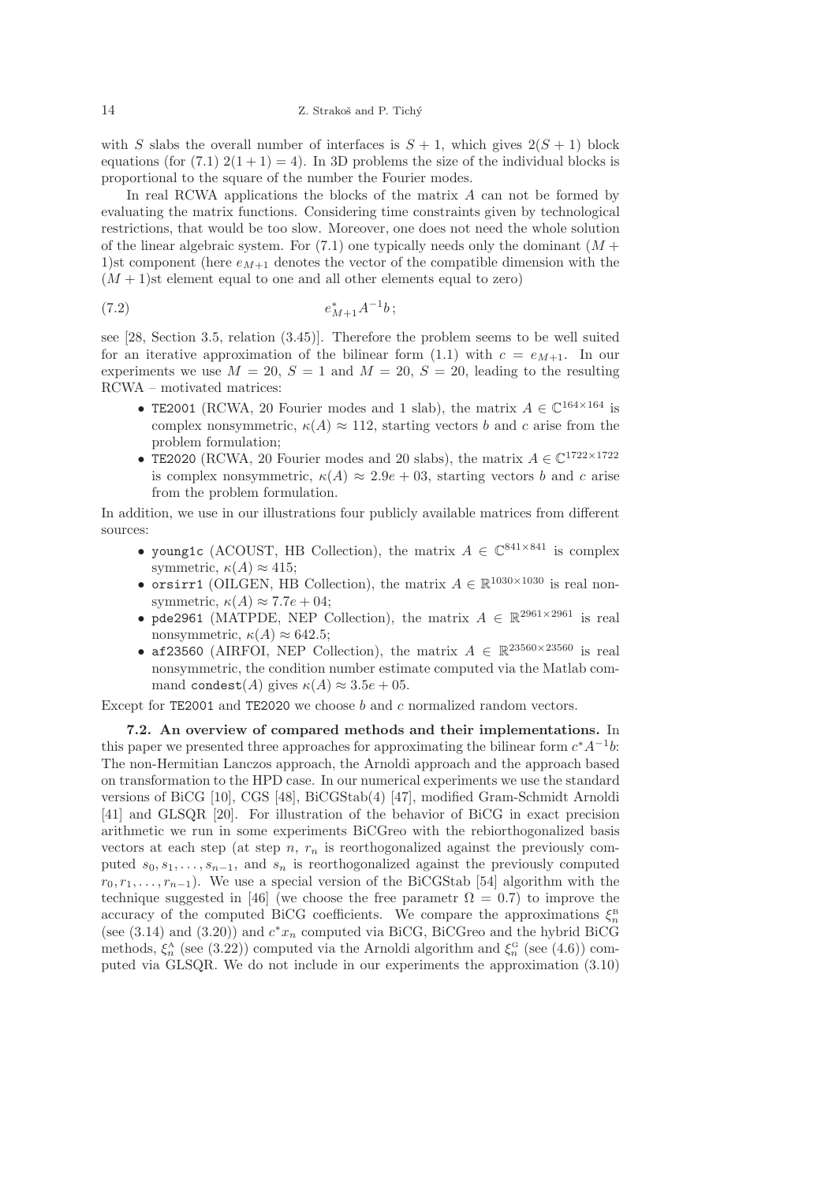with $S$ slabs the overall number of interfaces is $S + 1$, which gives $2(S + 1)$ block equations (for (7.1) $2(1 + 1) = 4$). In 3D problems the size of the individual blocks is proportional to the square of the number the Fourier modes.

In real RCWA applications the blocks of the matrix $A$ can not be formed by evaluating the matrix functions. Considering time constraints given by technological restrictions, that would be too slow. Moreover, one does not need the whole solution of the linear algebraic system. For (7.1) one typically needs only the dominant $(M + 1)$st component (here $e_{M+1}$ denotes the vector of the compatible dimension with the $(M + 1)$st element equal to one and all other elements equal to zero)

$$e^*_{M+1} A^{-1} b\,; \tag{7.2}$$

see [28, Section 3.5, relation (3.45)]. Therefore the problem seems to be well suited for an iterative approximation of the bilinear form (1.1) with $c = e_{M+1}$. In our experiments we use $M = 20$, $S = 1$ and $M = 20$, $S = 20$, leading to the resulting RCWA – motivated matrices:

- `TE2001` (RCWA, 20 Fourier modes and 1 slab), the matrix $A \in \mathbb{C}^{164\times164}$ is complex nonsymmetric, $\kappa(A) \approx 112$, starting vectors $b$ and $c$ arise from the problem formulation;
- `TE2020` (RCWA, 20 Fourier modes and 20 slabs), the matrix $A \in \mathbb{C}^{1722\times1722}$ is complex nonsymmetric, $\kappa(A) \approx 2.9e+03$, starting vectors $b$ and $c$ arise from the problem formulation.

In addition, we use in our illustrations four publicly available matrices from different sources:

- `young1c` (ACOUST, HB Collection), the matrix $A \in \mathbb{C}^{841\times841}$ is complex symmetric, $\kappa(A) \approx 415$;
- `orsirr1` (OILGEN, HB Collection), the matrix $A \in \mathbb{R}^{1030\times1030}$ is real nonsymmetric, $\kappa(A) \approx 7.7e+04$;
- `pde2961` (MATPDE, NEP Collection), the matrix $A \in \mathbb{R}^{2961\times2961}$ is real nonsymmetric, $\kappa(A) \approx 642.5$;
- `af23560` (AIRFOI, NEP Collection), the matrix $A \in \mathbb{R}^{23560\times23560}$ is real nonsymmetric, the condition number estimate computed via the Matlab command `condest`($A$) gives $\kappa(A) \approx 3.5e+05$.

Except for `TE2001` and `TE2020` we choose $b$ and $c$ normalized random vectors.

**7.2. An overview of compared methods and their implementations.** In this paper we presented three approaches for approximating the bilinear form $c^* A^{-1} b$: The non-Hermitian Lanczos approach, the Arnoldi approach and the approach based on transformation to the HPD case. In our numerical experiments we use the standard versions of BiCG [10], CGS [48], BiCGStab(4) [47], modified Gram-Schmidt Arnoldi [41] and GLSQR [20]. For illustration of the behavior of BiCG in exact precision arithmetic we run in some experiments BiCGreo with the rebiorthogonalized basis vectors at each step (at step $n$, $r_n$ is reorthogonalized against the previously computed $s_0, s_1, \ldots, s_{n-1}$, and $s_n$ is reorthogonalized against the previously computed $r_0, r_1, \ldots, r_{n-1}$). We use a special version of the BiCGStab [54] algorithm with the technique suggested in [46] (we choose the free parametr $\Omega = 0.7$) to improve the accuracy of the computed BiCG coefficients. We compare the approximations $\xi_n^{\mathrm{B}}$ (see (3.14) and (3.20)) and $c^* x_n$ computed via BiCG, BiCGreo and the hybrid BiCG methods, $\xi_n^{\mathrm{A}}$ (see (3.22)) computed via the Arnoldi algorithm and $\xi_n^{\mathrm{G}}$ (see (4.6)) computed via GLSQR. We do not include in our experiments the approximation (3.10)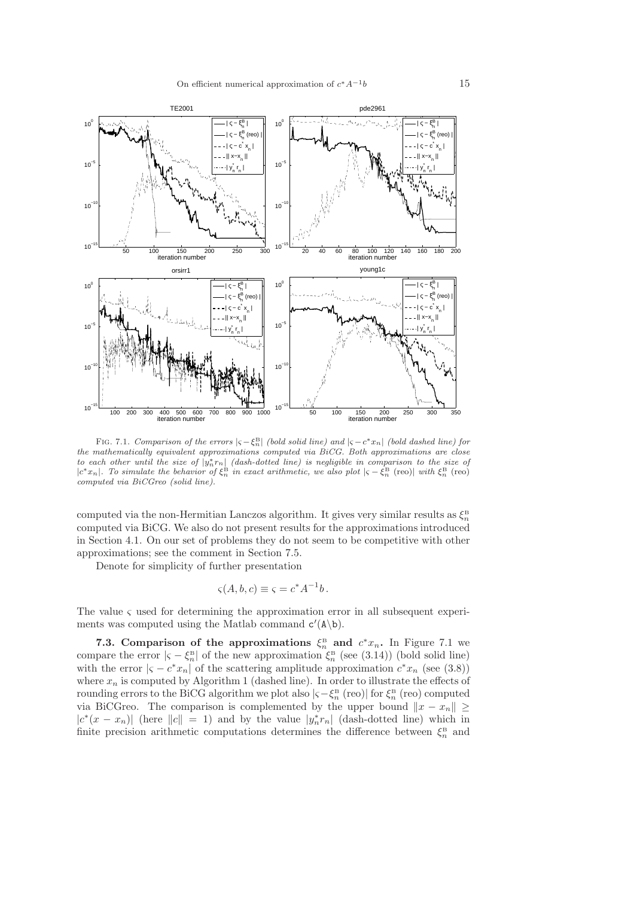FIG. 7.1. *Comparison of the errors $|\varsigma - \xi_n^{\mathrm{B}}|$ (bold solid line) and $|\varsigma - c^* x_n|$ (bold dashed line) for the mathematically equivalent approximations computed via BiCG. Both approximations are close to each other until the size of $|y_n^* r_n|$ (dash-dotted line) is negligible in comparison to the size of $|c^* x_n|$. To simulate the behavior of $\xi_n^{\mathrm{B}}$ in exact arithmetic, we also plot $|\varsigma - \xi_n^{\mathrm{B}}\,(\mathrm{reo})|$ with $\xi_n^{\mathrm{B}}\,(\mathrm{reo})$ computed via BiCGreo (solid line).*

computed via the non-Hermitian Lanczos algorithm. It gives very similar results as $\xi_n^{\mathrm{B}}$ computed via BiCG. We also do not present results for the approximations introduced in Section 4.1. On our set of problems they do not seem to be competitive with other approximations; see the comment in Section 7.5.

Denote for simplicity of further presentation

$$\varsigma(A, b, c) \equiv \varsigma = c^* A^{-1} b \,.$$

The value $\varsigma$ used for determining the approximation error in all subsequent experiments was computed using the Matlab command `c'(A\b)`.

**7.3. Comparison of the approximations $\xi_n^{\mathrm{B}}$ and $c^* x_n$.** In Figure 7.1 we compare the error $|\varsigma - \xi_n^{\mathrm{B}}|$ of the new approximation $\xi_n^{\mathrm{B}}$ (see (3.14)) (bold solid line) with the error $|\varsigma - c^* x_n|$ of the scattering amplitude approximation $c^* x_n$ (see (3.8)) where $x_n$ is computed by Algorithm 1 (dashed line). In order to illustrate the effects of rounding errors to the BiCG algorithm we plot also $|\varsigma - \xi_n^{\mathrm{B}}\,(\mathrm{reo})|$ for $\xi_n^{\mathrm{B}}\,(\mathrm{reo})$ computed via BiCGreo. The comparison is complemented by the upper bound $\|x - x_n\| \geq |c^*(x - x_n)|$ (here $\|c\| = 1$) and by the value $|y_n^* r_n|$ (dash-dotted line) which in finite precision arithmetic computations determines the difference between $\xi_n^{\mathrm{B}}$ and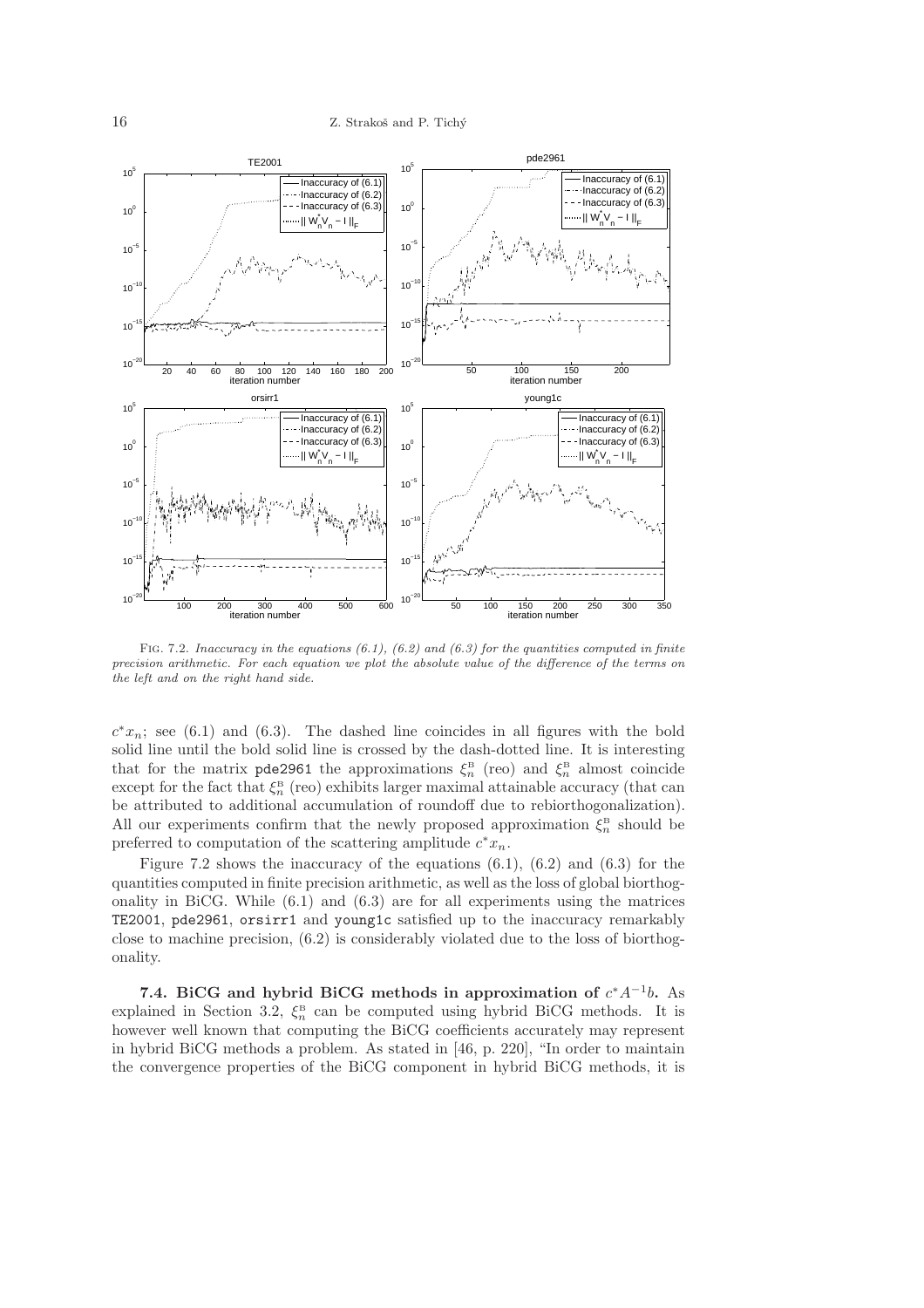Fig. 7.2. *Inaccuracy in the equations (6.1), (6.2) and (6.3) for the quantities computed in finite precision arithmetic. For each equation we plot the absolute value of the difference of the terms on the left and on the right hand side.*

$c^*x_n$; see (6.1) and (6.3). The dashed line coincides in all figures with the bold solid line until the bold solid line is crossed by the dash-dotted line. It is interesting that for the matrix pde2961 the approximations $\xi_n^{\mathrm{B}}$ (reo) and $\xi_n^{\mathrm{B}}$ almost coincide except for the fact that $\xi_n^{\mathrm{B}}$ (reo) exhibits larger maximal attainable accuracy (that can be attributed to additional accumulation of roundoff due to rebiorthogonalization). All our experiments confirm that the newly proposed approximation $\xi_n^{\mathrm{B}}$ should be preferred to computation of the scattering amplitude $c^*x_n$.

Figure 7.2 shows the inaccuracy of the equations (6.1), (6.2) and (6.3) for the quantities computed in finite precision arithmetic, as well as the loss of global biorthogonality in BiCG. While (6.1) and (6.3) are for all experiments using the matrices TE2001, pde2961, orsirr1 and young1c satisfied up to the inaccuracy remarkably close to machine precision, (6.2) is considerably violated due to the loss of biorthogonality.

**7.4. BiCG and hybrid BiCG methods in approximation of $c^*A^{-1}b$.** As explained in Section 3.2, $\xi_n^{\mathrm{B}}$ can be computed using hybrid BiCG methods. It is however well known that computing the BiCG coefficients accurately may represent in hybrid BiCG methods a problem. As stated in [46, p. 220], "In order to maintain the convergence properties of the BiCG component in hybrid BiCG methods, it is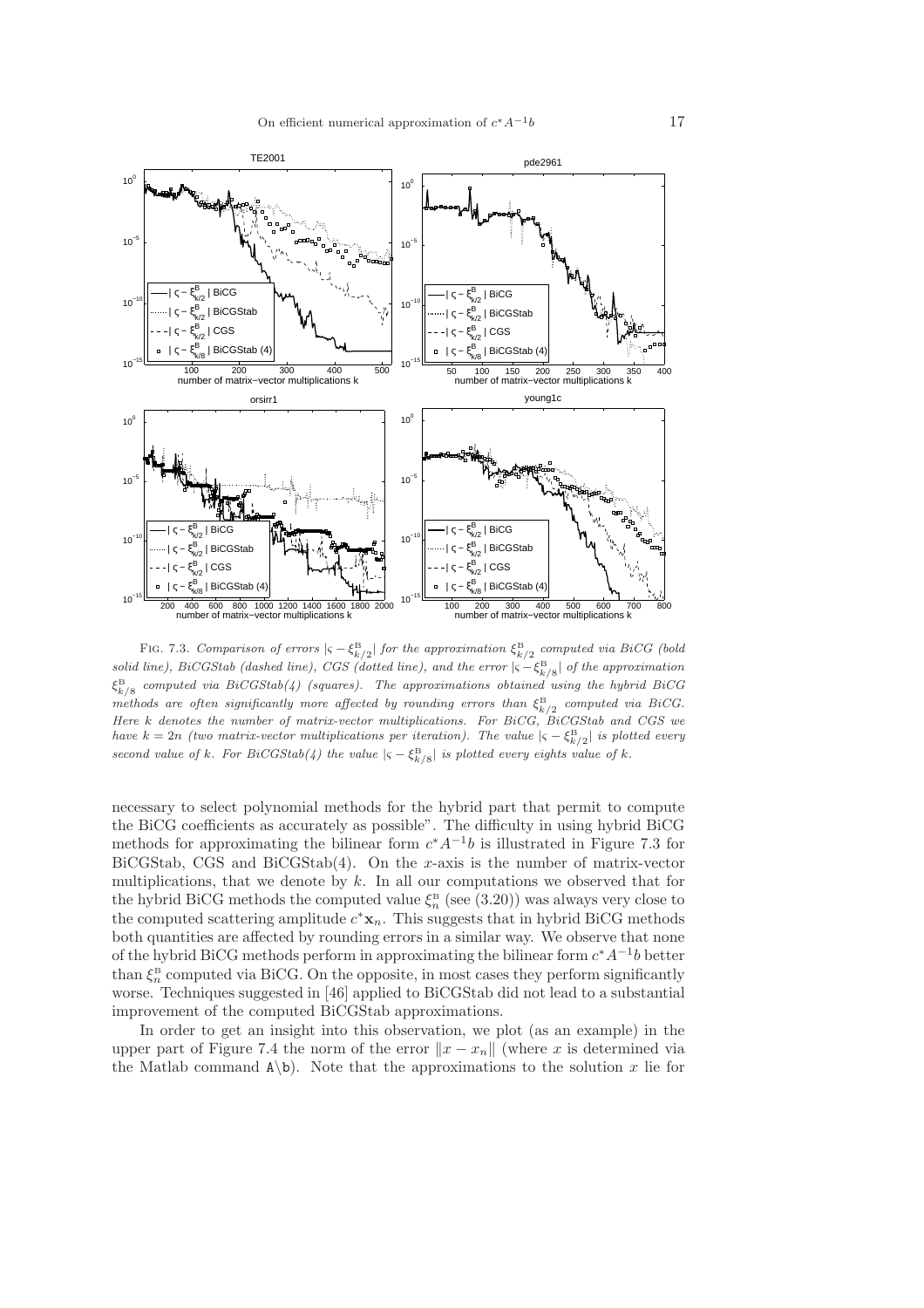FIG. 7.3. *Comparison of errors $|\varsigma - \xi^{\mathrm{B}}_{k/2}|$ for the approximation $\xi^{\mathrm{B}}_{k/2}$ computed via BiCG (bold solid line), BiCGStab (dashed line), CGS (dotted line), and the error $|\varsigma - \xi^{\mathrm{B}}_{k/8}|$ of the approximation $\xi^{\mathrm{B}}_{k/8}$ computed via BiCGStab(4) (squares). The approximations obtained using the hybrid BiCG methods are often significantly more affected by rounding errors than $\xi^{\mathrm{B}}_{k/2}$ computed via BiCG. Here $k$ denotes the number of matrix-vector multiplications. For BiCG, BiCGStab and CGS we have $k = 2n$ (two matrix-vector multiplications per iteration). The value $|\varsigma - \xi^{\mathrm{B}}_{k/2}|$ is plotted every second value of $k$. For BiCGStab(4) the value $|\varsigma - \xi^{\mathrm{B}}_{k/8}|$ is plotted every eights value of $k$.*

necessary to select polynomial methods for the hybrid part that permit to compute the BiCG coefficients as accurately as possible". The difficulty in using hybrid BiCG methods for approximating the bilinear form $c^*A^{-1}b$ is illustrated in Figure 7.3 for BiCGStab, CGS and BiCGStab(4). On the $x$-axis is the number of matrix-vector multiplications, that we denote by $k$. In all our computations we observed that for the hybrid BiCG methods the computed value $\xi^{\mathrm{B}}_n$ (see (3.20)) was always very close to the computed scattering amplitude $c^*\mathbf{x}_n$. This suggests that in hybrid BiCG methods both quantities are affected by rounding errors in a similar way. We observe that none of the hybrid BiCG methods perform in approximating the bilinear form $c^*A^{-1}b$ better than $\xi^{\mathrm{B}}_n$ computed via BiCG. On the opposite, in most cases they perform significantly worse. Techniques suggested in [46] applied to BiCGStab did not lead to a substantial improvement of the computed BiCGStab approximations.

In order to get an insight into this observation, we plot (as an example) in the upper part of Figure 7.4 the norm of the error $\|x - x_n\|$ (where $x$ is determined via the Matlab command `A\b`). Note that the approximations to the solution $x$ lie for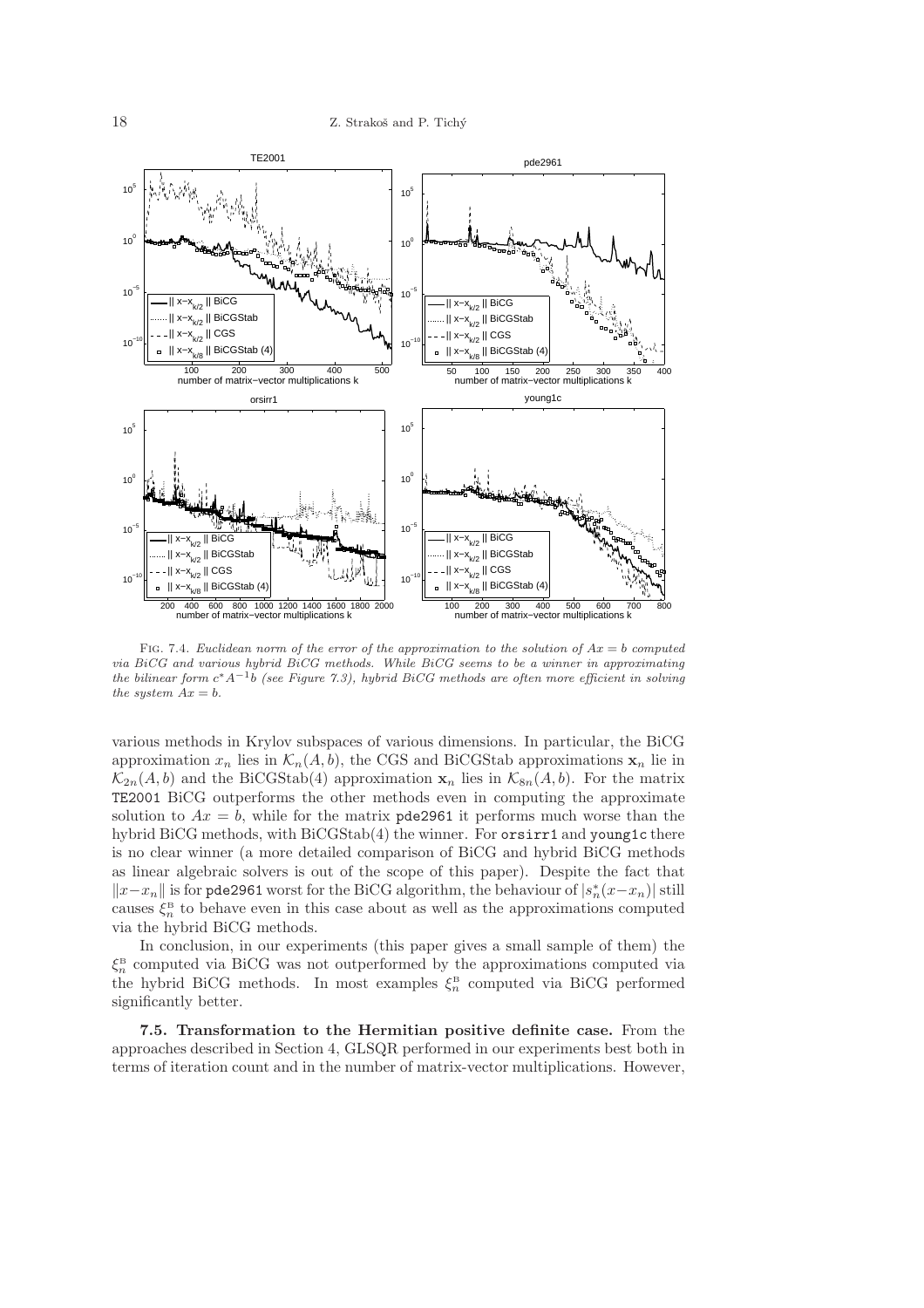FIG. 7.4. *Euclidean norm of the error of the approximation to the solution of $Ax = b$ computed via BiCG and various hybrid BiCG methods. While BiCG seems to be a winner in approximating the bilinear form $c^* A^{-1} b$ (see Figure 7.3), hybrid BiCG methods are often more efficient in solving the system $Ax = b$.*

various methods in Krylov subspaces of various dimensions. In particular, the BiCG approximation $x_n$ lies in $\mathcal{K}_n(A, b)$, the CGS and BiCGStab approximations $\mathbf{x}_n$ lie in $\mathcal{K}_{2n}(A, b)$ and the BiCGStab(4) approximation $\mathbf{x}_n$ lies in $\mathcal{K}_{8n}(A, b)$. For the matrix `TE2001` BiCG outperforms the other methods even in computing the approximate solution to $Ax = b$, while for the matrix `pde2961` it performs much worse than the hybrid BiCG methods, with BiCGStab(4) the winner. For `orsirr1` and `young1c` there is no clear winner (a more detailed comparison of BiCG and hybrid BiCG methods as linear algebraic solvers is out of the scope of this paper). Despite the fact that $\|x - x_n\|$ is for `pde2961` worst for the BiCG algorithm, the behaviour of $|s_n^*(x - x_n)|$ still causes $\xi_n^{\mathrm{B}}$ to behave even in this case about as well as the approximations computed via the hybrid BiCG methods.

In conclusion, in our experiments (this paper gives a small sample of them) the $\xi_n^{\mathrm{B}}$ computed via BiCG was not outperformed by the approximations computed via the hybrid BiCG methods. In most examples $\xi_n^{\mathrm{B}}$ computed via BiCG performed significantly better.

**7.5. Transformation to the Hermitian positive definite case.** From the approaches described in Section 4, GLSQR performed in our experiments best both in terms of iteration count and in the number of matrix-vector multiplications. However,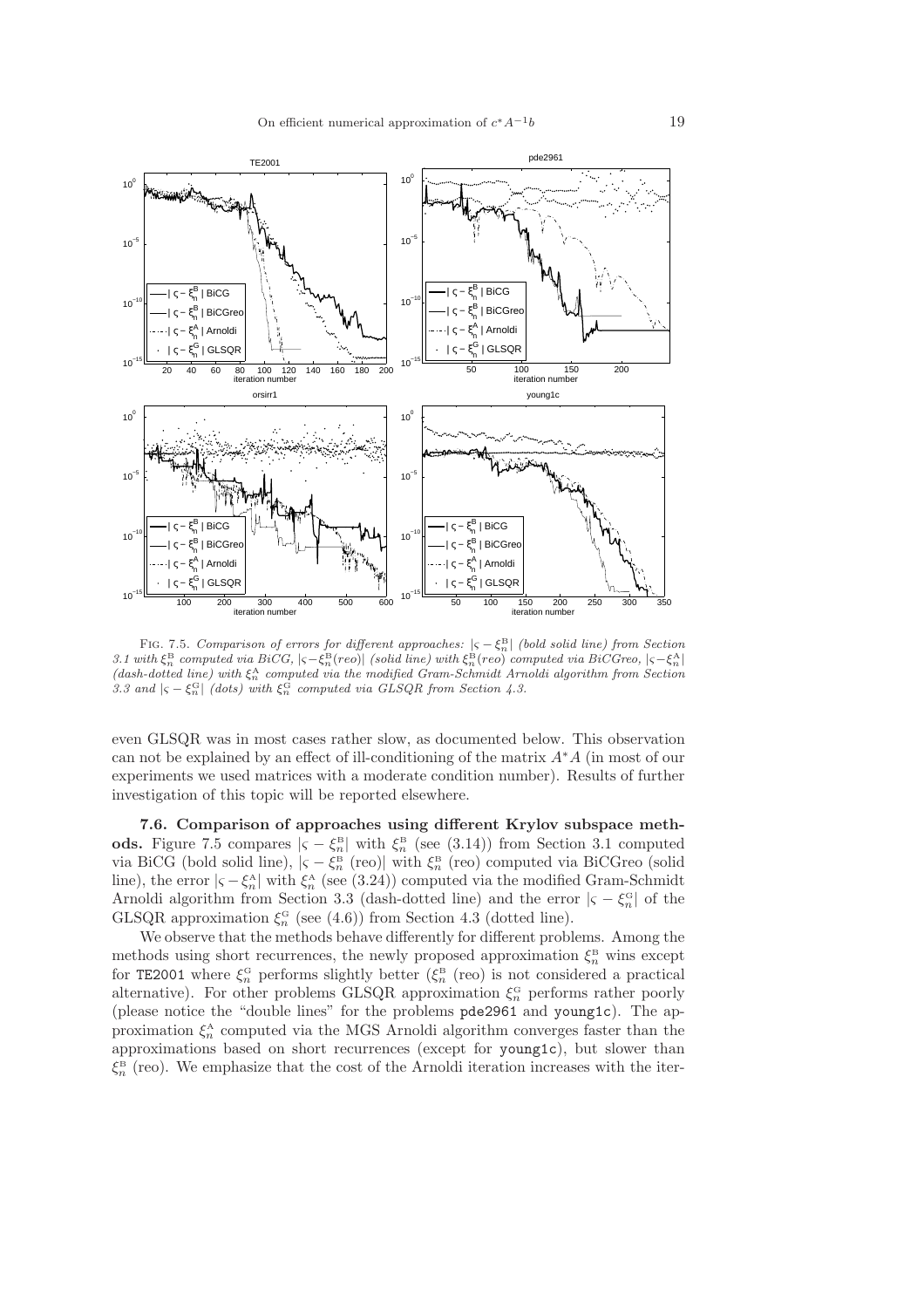Fig. 7.5. *Comparison of errors for different approaches:* $|\varsigma - \xi_n^{\rm B}|$ *(bold solid line) from Section 3.1 with* $\xi_n^{\rm B}$ *computed via BiCG,* $|\varsigma - \xi_n^{\rm B}(reo)|$ *(solid line) with* $\xi_n^{\rm B}(reo)$ *computed via BiCGreo,* $|\varsigma - \xi_n^{\rm A}|$ *(dash-dotted line) with* $\xi_n^{\rm A}$ *computed via the modified Gram-Schmidt Arnoldi algorithm from Section 3.3 and* $|\varsigma - \xi_n^{\rm G}|$ *(dots) with* $\xi_n^{\rm G}$ *computed via GLSQR from Section 4.3.*

even GLSQR was in most cases rather slow, as documented below. This observation can not be explained by an effect of ill-conditioning of the matrix $A^*A$ (in most of our experiments we used matrices with a moderate condition number). Results of further investigation of this topic will be reported elsewhere.

**7.6. Comparison of approaches using different Krylov subspace methods.** Figure 7.5 compares $|\varsigma - \xi_n^{\rm B}|$ with $\xi_n^{\rm B}$ (see (3.14)) from Section 3.1 computed via BiCG (bold solid line), $|\varsigma - \xi_n^{\rm B}$ (reo)$|$ with $\xi_n^{\rm B}$ (reo) computed via BiCGreo (solid line), the error $|\varsigma - \xi_n^{\rm A}|$ with $\xi_n^{\rm A}$ (see (3.24)) computed via the modified Gram-Schmidt Arnoldi algorithm from Section 3.3 (dash-dotted line) and the error $|\varsigma - \xi_n^{\rm G}|$ of the GLSQR approximation $\xi_n^{\rm G}$ (see (4.6)) from Section 4.3 (dotted line).

We observe that the methods behave differently for different problems. Among the methods using short recurrences, the newly proposed approximation $\xi_n^{\rm B}$ wins except for `TE2001` where $\xi_n^{\rm G}$ performs slightly better ($\xi_n^{\rm B}$ (reo) is not considered a practical alternative). For other problems GLSQR approximation $\xi_n^{\rm G}$ performs rather poorly (please notice the "double lines" for the problems `pde2961` and `young1c`). The approximation $\xi_n^{\rm A}$ computed via the MGS Arnoldi algorithm converges faster than the approximations based on short recurrences (except for `young1c`), but slower than $\xi_n^{\rm B}$ (reo). We emphasize that the cost of the Arnoldi iteration increases with the iter-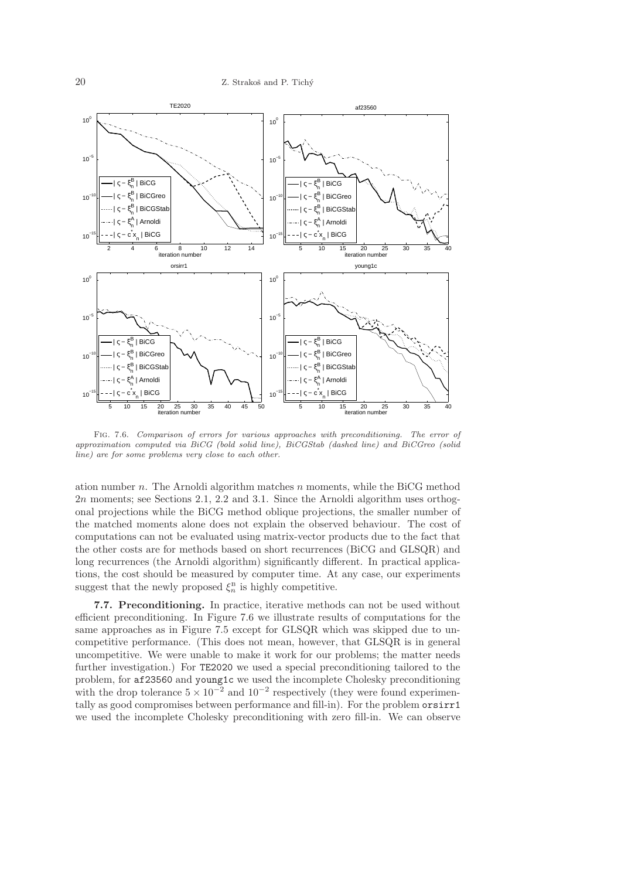FIG. 7.6. *Comparison of errors for various approaches with preconditioning. The error of approximation computed via BiCG (bold solid line), BiCGStab (dashed line) and BiCGreo (solid line) are for some problems very close to each other.*

ation number $n$. The Arnoldi algorithm matches $n$ moments, while the BiCG method $2n$ moments; see Sections 2.1, 2.2 and 3.1. Since the Arnoldi algorithm uses orthogonal projections while the BiCG method oblique projections, the smaller number of the matched moments alone does not explain the observed behaviour. The cost of computations can not be evaluated using matrix-vector products due to the fact that the other costs are for methods based on short recurrences (BiCG and GLSQR) and long recurrences (the Arnoldi algorithm) significantly different. In practical applications, the cost should be measured by computer time. At any case, our experiments suggest that the newly proposed $\xi_n^{\text{B}}$ is highly competitive.

**7.7. Preconditioning.** In practice, iterative methods can not be used without efficient preconditioning. In Figure 7.6 we illustrate results of computations for the same approaches as in Figure 7.5 except for GLSQR which was skipped due to uncompetitive performance. (This does not mean, however, that GLSQR is in general uncompetitive. We were unable to make it work for our problems; the matter needs further investigation.) For `TE2020` we used a special preconditioning tailored to the problem, for `af23560` and `young1c` we used the incomplete Cholesky preconditioning with the drop tolerance $5 \times 10^{-2}$ and $10^{-2}$ respectively (they were found experimentally as good compromises between performance and fill-in). For the problem `orsirr1` we used the incomplete Cholesky preconditioning with zero fill-in. We can observe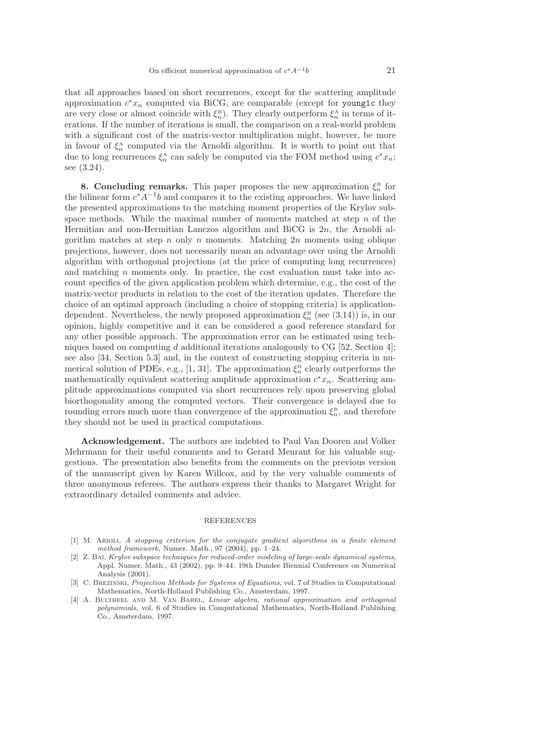that all approaches based on short recurrences, except for the scattering amplitude approximation $c^*x_n$ computed via BiCG, are comparable (except for `young1c` they are very close or almost coincide with $\xi_n^{\text{B}}$). They clearly outperform $\xi_n^{\text{A}}$ in terms of iterations. If the number of iterations is small, the comparison on a real-world problem with a significant cost of the matrix-vector multiplication might, however, be more in favour of $\xi_n^{\text{A}}$ computed via the Arnoldi algorithm. It is worth to point out that due to long recurrences $\xi_n^{\text{A}}$ can safely be computed via the FOM method using $c^*x_n$; see (3.24).

**8. Concluding remarks.** This paper proposes the new approximation $\xi_n^{\text{B}}$ for the bilinear form $c^*A^{-1}b$ and compares it to the existing approaches. We have linked the presented approximations to the matching moment properties of the Krylov subspace methods. While the maximal number of moments matched at step $n$ of the Hermitian and non-Hermitian Lanczos algorithm and BiCG is $2n$, the Arnoldi algorithm matches at step $n$ only $n$ moments. Matching $2n$ moments using oblique projections, however, does not necessarily mean an advantage over using the Arnoldi algorithm with orthogonal projections (at the price of computing long recurrences) and matching $n$ moments only. In practice, the cost evaluation must take into account specifics of the given application problem which determine, e.g., the cost of the matrix-vector products in relation to the cost of the iteration updates. Therefore the choice of an optimal approach (including a choice of stopping criteria) is application-dependent. Nevertheless, the newly proposed approximation $\xi_n^{\text{B}}$ (see (3.14)) is, in our opinion, highly competitive and it can be considered a good reference standard for any other possible approach. The approximation error can be estimated using techniques based on computing $d$ additional iterations analogously to CG [52, Section 4]; see also [34, Section 5.3] and, in the context of constructing stopping criteria in numerical solution of PDEs, e.g., [1, 31]. The approximation $\xi_n^{\text{B}}$ clearly outperforms the mathematically equivalent scattering amplitude approximation $c^*x_n$. Scattering amplitude approximations computed via short recurrences rely upon preserving global biorthogonality among the computed vectors. Their convergence is delayed due to rounding errors much more than convergence of the approximation $\xi_n^{\text{B}}$, and therefore they should not be used in practical computations.

**Acknowledgement.** The authors are indebted to Paul Van Dooren and Volker Mehrmann for their useful comments and to Gerard Meurant for his valuable suggestions. The presentation also benefits from the comments on the previous version of the manuscript given by Karen Willcox, and by the very valuable comments of three anonymous referees. The authors express their thanks to Margaret Wright for extraordinary detailed comments and advice.

## REFERENCES

[1] M. Arioli, *A stopping criterion for the conjugate gradient algorithms in a finite element method framework*, Numer. Math., 97 (2004), pp. 1–24.

[2] Z. Bai, *Krylov subspace techniques for reduced-order modeling of large-scale dynamical systems*, Appl. Numer. Math., 43 (2002), pp. 9–44. 19th Dundee Biennial Conference on Numerical Analysis (2001).

[3] C. Brezinski, *Projection Methods for Systems of Equations*, vol. 7 of Studies in Computational Mathematics, North-Holland Publishing Co., Amsterdam, 1997.

[4] A. Bultheel and M. Van Barel, *Linear algebra, rational approximation and orthogonal polynomials*, vol. 6 of Studies in Computational Mathematics, North-Holland Publishing Co., Amsterdam, 1997.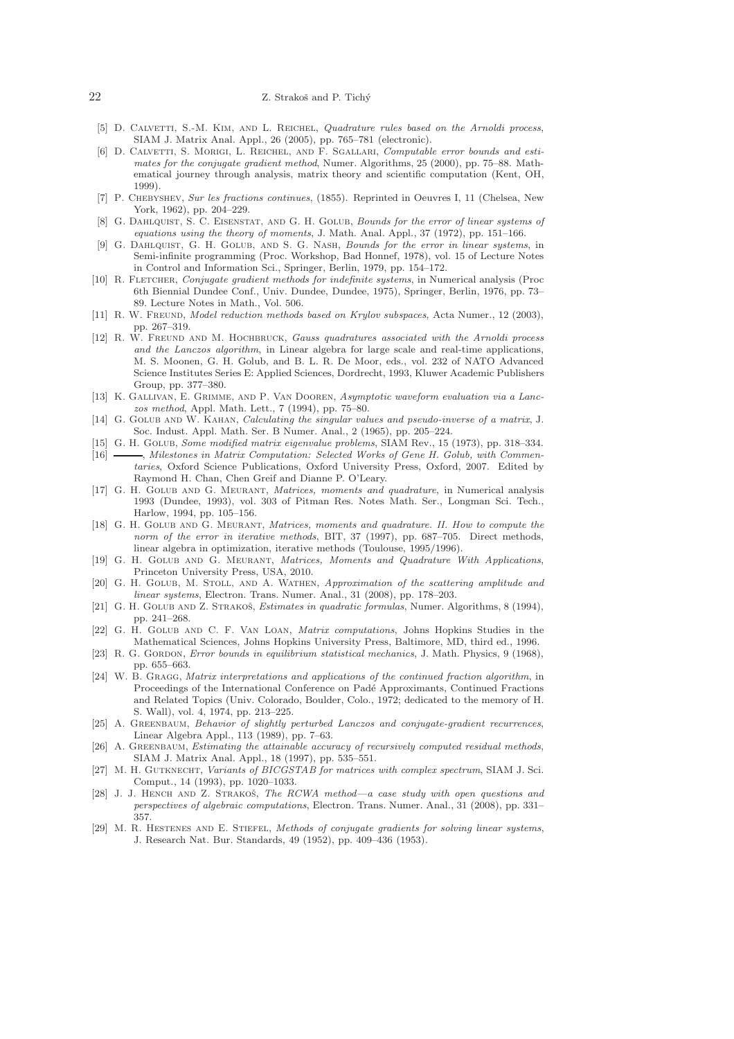[5] D. Calvetti, S.-M. Kim, and L. Reichel, *Quadrature rules based on the Arnoldi process*, SIAM J. Matrix Anal. Appl., 26 (2005), pp. 765–781 (electronic).

[6] D. Calvetti, S. Morigi, L. Reichel, and F. Sgallari, *Computable error bounds and estimates for the conjugate gradient method*, Numer. Algorithms, 25 (2000), pp. 75–88. Mathematical journey through analysis, matrix theory and scientific computation (Kent, OH, 1999).

[7] P. Chebyshev, *Sur les fractions continues*, (1855). Reprinted in Oeuvres I, 11 (Chelsea, New York, 1962), pp. 204–229.

[8] G. Dahlquist, S. C. Eisenstat, and G. H. Golub, *Bounds for the error of linear systems of equations using the theory of moments*, J. Math. Anal. Appl., 37 (1972), pp. 151–166.

[9] G. Dahlquist, G. H. Golub, and S. G. Nash, *Bounds for the error in linear systems*, in Semi-infinite programming (Proc. Workshop, Bad Honnef, 1978), vol. 15 of Lecture Notes in Control and Information Sci., Springer, Berlin, 1979, pp. 154–172.

[10] R. Fletcher, *Conjugate gradient methods for indefinite systems*, in Numerical analysis (Proc 6th Biennial Dundee Conf., Univ. Dundee, Dundee, 1975), Springer, Berlin, 1976, pp. 73–89. Lecture Notes in Math., Vol. 506.

[11] R. W. Freund, *Model reduction methods based on Krylov subspaces*, Acta Numer., 12 (2003), pp. 267–319.

[12] R. W. Freund and M. Hochbruck, *Gauss quadratures associated with the Arnoldi process and the Lanczos algorithm*, in Linear algebra for large scale and real-time applications, M. S. Moonen, G. H. Golub, and B. L. R. De Moor, eds., vol. 232 of NATO Advanced Science Institutes Series E: Applied Sciences, Dordrecht, 1993, Kluwer Academic Publishers Group, pp. 377–380.

[13] K. Gallivan, E. Grimme, and P. Van Dooren, *Asymptotic waveform evaluation via a Lanczos method*, Appl. Math. Lett., 7 (1994), pp. 75–80.

[14] G. Golub and W. Kahan, *Calculating the singular values and pseudo-inverse of a matrix*, J. Soc. Indust. Appl. Math. Ser. B Numer. Anal., 2 (1965), pp. 205–224.

[15] G. H. Golub, *Some modified matrix eigenvalue problems*, SIAM Rev., 15 (1973), pp. 318–334.

[16] ———, *Milestones in Matrix Computation: Selected Works of Gene H. Golub, with Commentaries*, Oxford Science Publications, Oxford University Press, Oxford, 2007. Edited by Raymond H. Chan, Chen Greif and Dianne P. O'Leary.

[17] G. H. Golub and G. Meurant, *Matrices, moments and quadrature*, in Numerical analysis 1993 (Dundee, 1993), vol. 303 of Pitman Res. Notes Math. Ser., Longman Sci. Tech., Harlow, 1994, pp. 105–156.

[18] G. H. Golub and G. Meurant, *Matrices, moments and quadrature. II. How to compute the norm of the error in iterative methods*, BIT, 37 (1997), pp. 687–705. Direct methods, linear algebra in optimization, iterative methods (Toulouse, 1995/1996).

[19] G. H. Golub and G. Meurant, *Matrices, Moments and Quadrature With Applications*, Princeton University Press, USA, 2010.

[20] G. H. Golub, M. Stoll, and A. Wathen, *Approximation of the scattering amplitude and linear systems*, Electron. Trans. Numer. Anal., 31 (2008), pp. 178–203.

[21] G. H. Golub and Z. Strakoš, *Estimates in quadratic formulas*, Numer. Algorithms, 8 (1994), pp. 241–268.

[22] G. H. Golub and C. F. Van Loan, *Matrix computations*, Johns Hopkins Studies in the Mathematical Sciences, Johns Hopkins University Press, Baltimore, MD, third ed., 1996.

[23] R. G. Gordon, *Error bounds in equilibrium statistical mechanics*, J. Math. Physics, 9 (1968), pp. 655–663.

[24] W. B. Gragg, *Matrix interpretations and applications of the continued fraction algorithm*, in Proceedings of the International Conference on Padé Approximants, Continued Fractions and Related Topics (Univ. Colorado, Boulder, Colo., 1972; dedicated to the memory of H. S. Wall), vol. 4, 1974, pp. 213–225.

[25] A. Greenbaum, *Behavior of slightly perturbed Lanczos and conjugate-gradient recurrences*, Linear Algebra Appl., 113 (1989), pp. 7–63.

[26] A. Greenbaum, *Estimating the attainable accuracy of recursively computed residual methods*, SIAM J. Matrix Anal. Appl., 18 (1997), pp. 535–551.

[27] M. H. Gutknecht, *Variants of BICGSTAB for matrices with complex spectrum*, SIAM J. Sci. Comput., 14 (1993), pp. 1020–1033.

[28] J. J. Hench and Z. Strakoš, *The RCWA method—a case study with open questions and perspectives of algebraic computations*, Electron. Trans. Numer. Anal., 31 (2008), pp. 331–357.

[29] M. R. Hestenes and E. Stiefel, *Methods of conjugate gradients for solving linear systems*, J. Research Nat. Bur. Standards, 49 (1952), pp. 409–436 (1953).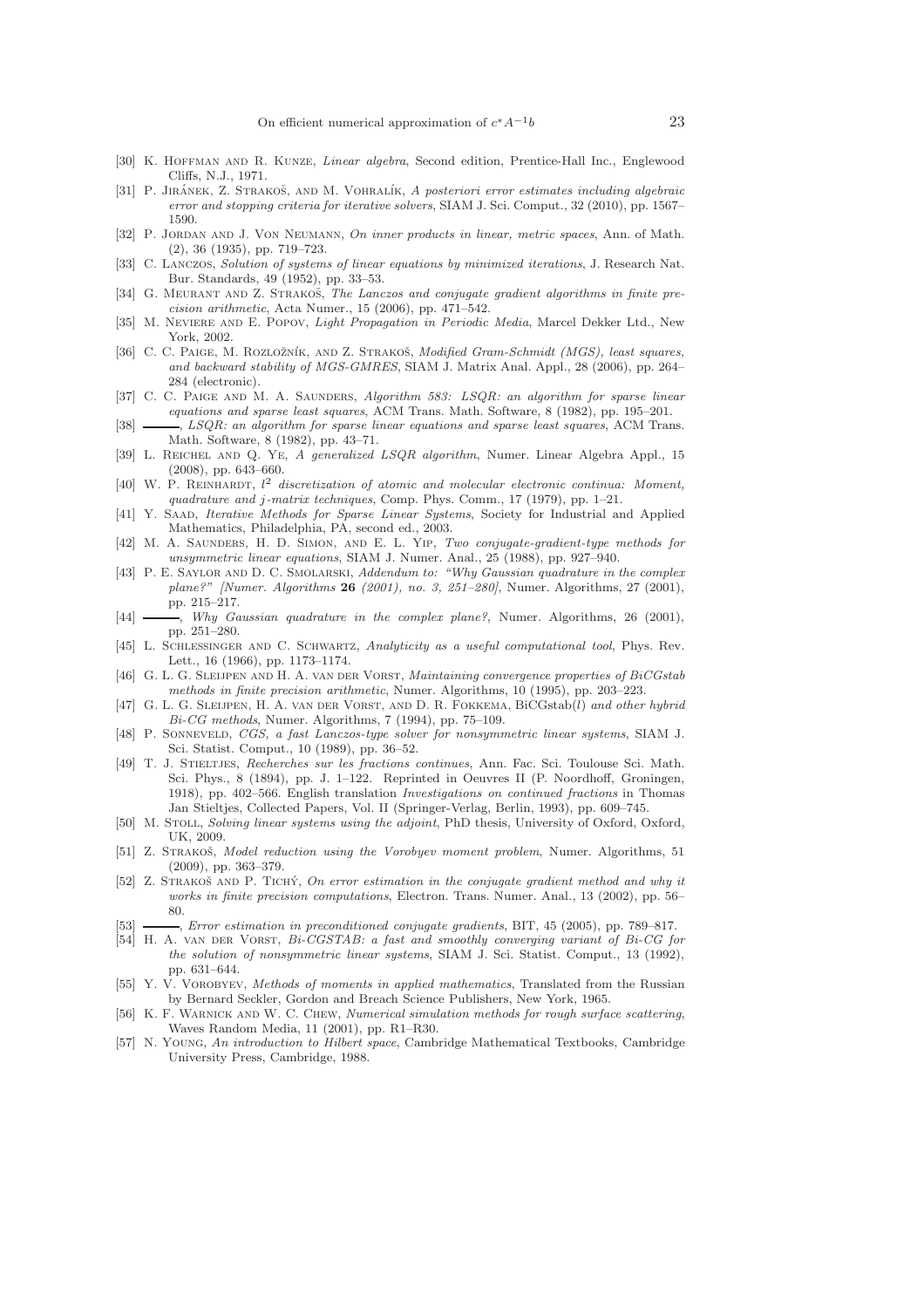[30] K. Hoffman and R. Kunze, *Linear algebra*, Second edition, Prentice-Hall Inc., Englewood Cliffs, N.J., 1971.

[31] P. Jiránek, Z. Strakoš, and M. Vohralík, *A posteriori error estimates including algebraic error and stopping criteria for iterative solvers*, SIAM J. Sci. Comput., 32 (2010), pp. 1567–1590.

[32] P. Jordan and J. Von Neumann, *On inner products in linear, metric spaces*, Ann. of Math. (2), 36 (1935), pp. 719–723.

[33] C. Lanczos, *Solution of systems of linear equations by minimized iterations*, J. Research Nat. Bur. Standards, 49 (1952), pp. 33–53.

[34] G. Meurant and Z. Strakoš, *The Lanczos and conjugate gradient algorithms in finite precision arithmetic*, Acta Numer., 15 (2006), pp. 471–542.

[35] M. Neviere and E. Popov, *Light Propagation in Periodic Media*, Marcel Dekker Ltd., New York, 2002.

[36] C. C. Paige, M. Rozložník, and Z. Strakoš, *Modified Gram-Schmidt (MGS), least squares, and backward stability of MGS-GMRES*, SIAM J. Matrix Anal. Appl., 28 (2006), pp. 264–284 (electronic).

[37] C. C. Paige and M. A. Saunders, *Algorithm 583: LSQR: an algorithm for sparse linear equations and sparse least squares*, ACM Trans. Math. Software, 8 (1982), pp. 195–201.

[38] ———, *LSQR: an algorithm for sparse linear equations and sparse least squares*, ACM Trans. Math. Software, 8 (1982), pp. 43–71.

[39] L. Reichel and Q. Ye, *A generalized LSQR algorithm*, Numer. Linear Algebra Appl., 15 (2008), pp. 643–660.

[40] W. P. Reinhardt, *$l^2$ discretization of atomic and molecular electronic continua: Moment, quadrature and j-matrix techniques*, Comp. Phys. Comm., 17 (1979), pp. 1–21.

[41] Y. Saad, *Iterative Methods for Sparse Linear Systems*, Society for Industrial and Applied Mathematics, Philadelphia, PA, second ed., 2003.

[42] M. A. Saunders, H. D. Simon, and E. L. Yip, *Two conjugate-gradient-type methods for unsymmetric linear equations*, SIAM J. Numer. Anal., 25 (1988), pp. 927–940.

[43] P. E. Saylor and D. C. Smolarski, *Addendum to: "Why Gaussian quadrature in the complex plane?" [Numer. Algorithms* **26** *(2001), no. 3, 251–280]*, Numer. Algorithms, 27 (2001), pp. 215–217.

[44] ———, *Why Gaussian quadrature in the complex plane?*, Numer. Algorithms, 26 (2001), pp. 251–280.

[45] L. Schlessinger and C. Schwartz, *Analyticity as a useful computational tool*, Phys. Rev. Lett., 16 (1966), pp. 1173–1174.

[46] G. L. G. Sleijpen and H. A. van der Vorst, *Maintaining convergence properties of BiCGstab methods in finite precision arithmetic*, Numer. Algorithms, 10 (1995), pp. 203–223.

[47] G. L. G. Sleijpen, H. A. van der Vorst, and D. R. Fokkema, BiCGstab($l$) *and other hybrid Bi-CG methods*, Numer. Algorithms, 7 (1994), pp. 75–109.

[48] P. Sonneveld, *CGS, a fast Lanczos-type solver for nonsymmetric linear systems*, SIAM J. Sci. Statist. Comput., 10 (1989), pp. 36–52.

[49] T. J. Stieltjes, *Recherches sur les fractions continues*, Ann. Fac. Sci. Toulouse Sci. Math. Sci. Phys., 8 (1894), pp. J. 1–122. Reprinted in Oeuvres II (P. Noordhoff, Groningen, 1918), pp. 402–566. English translation *Investigations on continued fractions* in Thomas Jan Stieltjes, Collected Papers, Vol. II (Springer-Verlag, Berlin, 1993), pp. 609–745.

[50] M. Stoll, *Solving linear systems using the adjoint*, PhD thesis, University of Oxford, Oxford, UK, 2009.

[51] Z. Strakoš, *Model reduction using the Vorobyev moment problem*, Numer. Algorithms, 51 (2009), pp. 363–379.

[52] Z. Strakoš and P. Tichý, *On error estimation in the conjugate gradient method and why it works in finite precision computations*, Electron. Trans. Numer. Anal., 13 (2002), pp. 56–80.

[53] ———, *Error estimation in preconditioned conjugate gradients*, BIT, 45 (2005), pp. 789–817.

[54] H. A. van der Vorst, *Bi-CGSTAB: a fast and smoothly converging variant of Bi-CG for the solution of nonsymmetric linear systems*, SIAM J. Sci. Statist. Comput., 13 (1992), pp. 631–644.

[55] Y. V. Vorobyev, *Methods of moments in applied mathematics*, Translated from the Russian by Bernard Seckler, Gordon and Breach Science Publishers, New York, 1965.

[56] K. F. Warnick and W. C. Chew, *Numerical simulation methods for rough surface scattering*, Waves Random Media, 11 (2001), pp. R1–R30.

[57] N. Young, *An introduction to Hilbert space*, Cambridge Mathematical Textbooks, Cambridge University Press, Cambridge, 1988.